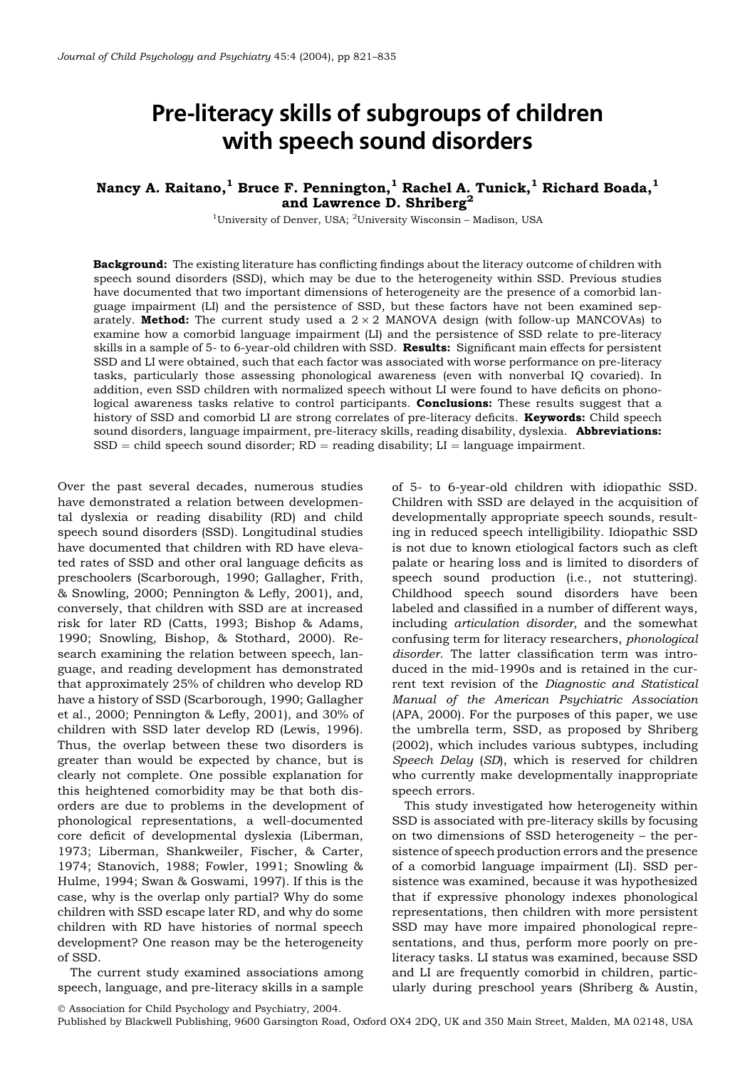# Pre-literacy skills of subgroups of children with speech sound disorders

**Nancy A. Raitano,[1] Bruce F. Pennington,[1] Rachel A. Tunick,[1] Richard Boada,[1] and Lawrence D. Shriberg[2]**

[1]University of Denver, USA; [2]University Wisconsin – Madison, USA

**Background:** The existing literature has conflicting findings about the literacy outcome of children with speech sound disorders (SSD), which may be due to the heterogeneity within SSD. Previous studies have documented that two important dimensions of heterogeneity are the presence of a comorbid language impairment (LI) and the persistence of SSD, but these factors have not been examined separately. **Method:** The current study used a $2 \times 2$ MANOVA design (with follow-up MANCOVAs) to examine how a comorbid language impairment (LI) and the persistence of SSD relate to pre-literacy skills in a sample of 5- to 6-year-old children with SSD. **Results:** Significant main effects for persistent SSD and LI were obtained, such that each factor was associated with worse performance on pre-literacy tasks, particularly those assessing phonological awareness (even with nonverbal IQ covaried). In addition, even SSD children with normalized speech without LI were found to have deficits on phonological awareness tasks relative to control participants. **Conclusions:** These results suggest that a history of SSD and comorbid LI are strong correlates of pre-literacy deficits. **Keywords:** Child speech sound disorders, language impairment, pre-literacy skills, reading disability, dyslexia. **Abbreviations:** SSD = child speech sound disorder; RD = reading disability; LI = language impairment.

Over the past several decades, numerous studies have demonstrated a relation between developmental dyslexia or reading disability (RD) and child speech sound disorders (SSD). Longitudinal studies have documented that children with RD have elevated rates of SSD and other oral language deficits as preschoolers (Scarborough, 1990; Gallagher, Frith, & Snowling, 2000; Pennington & Lefly, 2001), and, conversely, that children with SSD are at increased risk for later RD (Catts, 1993; Bishop & Adams, 1990; Snowling, Bishop, & Stothard, 2000). Research examining the relation between speech, language, and reading development has demonstrated that approximately 25% of children who develop RD have a history of SSD (Scarborough, 1990; Gallagher et al., 2000; Pennington & Lefly, 2001), and 30% of children with SSD later develop RD (Lewis, 1996). Thus, the overlap between these two disorders is greater than would be expected by chance, but is clearly not complete. One possible explanation for this heightened comorbidity may be that both disorders are due to problems in the development of phonological representations, a well-documented core deficit of developmental dyslexia (Liberman, 1973; Liberman, Shankweiler, Fischer, & Carter, 1974; Stanovich, 1988; Fowler, 1991; Snowling & Hulme, 1994; Swan & Goswami, 1997). If this is the case, why is the overlap only partial? Why do some children with SSD escape later RD, and why do some children with RD have histories of normal speech development? One reason may be the heterogeneity of SSD.

The current study examined associations among speech, language, and pre-literacy skills in a sample of 5- to 6-year-old children with idiopathic SSD. Children with SSD are delayed in the acquisition of developmentally appropriate speech sounds, resulting in reduced speech intelligibility. Idiopathic SSD is not due to known etiological factors such as cleft palate or hearing loss and is limited to disorders of speech sound production (i.e., not stuttering). Childhood speech sound disorders have been labeled and classified in a number of different ways, including *articulation disorder,* and the somewhat confusing term for literacy researchers, *phonological disorder.* The latter classification term was introduced in the mid-1990s and is retained in the current text revision of the *Diagnostic and Statistical Manual of the American Psychiatric Association* (APA, 2000). For the purposes of this paper, we use the umbrella term, SSD, as proposed by Shriberg (2002), which includes various subtypes, including *Speech Delay* (*SD*), which is reserved for children who currently make developmentally inappropriate speech errors.

This study investigated how heterogeneity within SSD is associated with pre-literacy skills by focusing on two dimensions of SSD heterogeneity – the persistence of speech production errors and the presence of a comorbid language impairment (LI). SSD persistence was examined, because it was hypothesized that if expressive phonology indexes phonological representations, then children with more persistent SSD may have more impaired phonological representations, and thus, perform more poorly on pre-literacy tasks. LI status was examined, because SSD and LI are frequently comorbid in children, particularly during preschool years (Shriberg & Austin,

© Association for Child Psychology and Psychiatry, 2004.
Published by Blackwell Publishing, 9600 Garsington Road, Oxford OX4 2DQ, UK and 350 Main Street, Malden, MA 02148, USA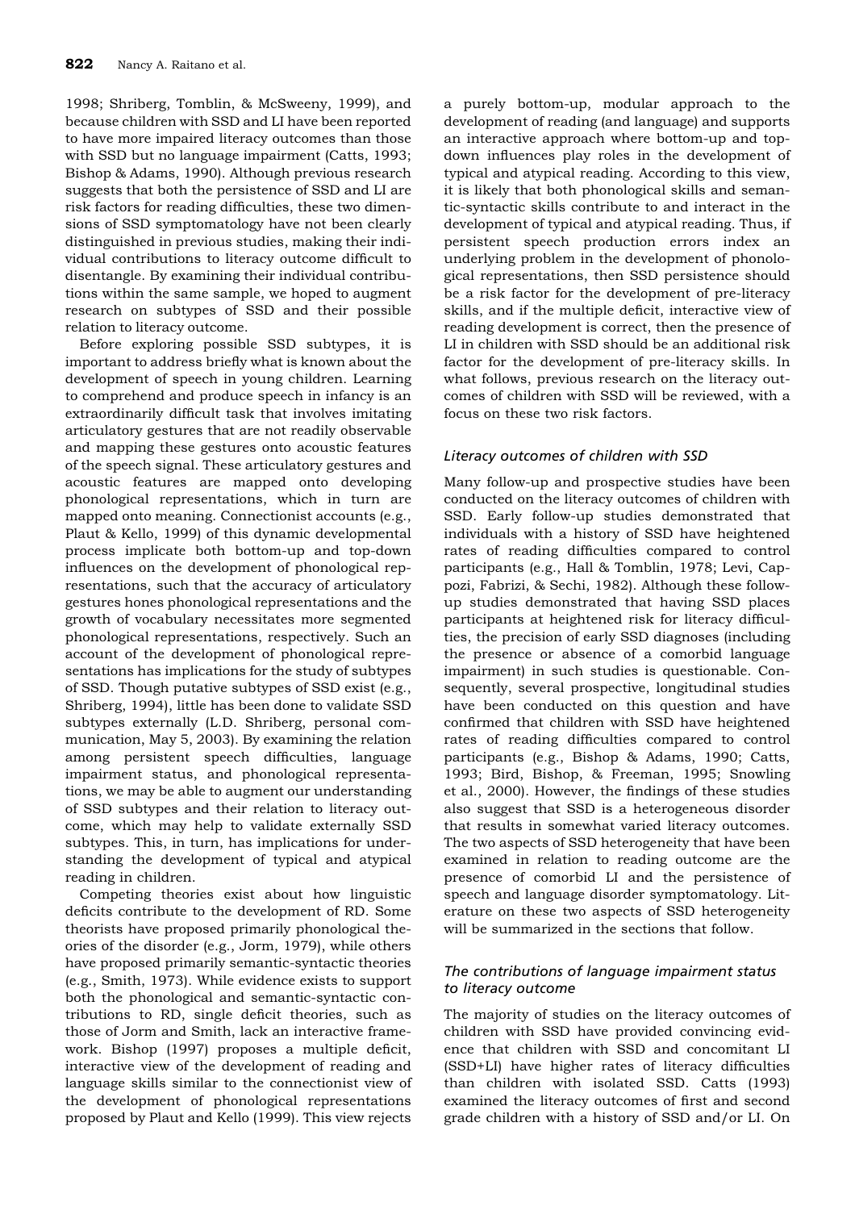1998; Shriberg, Tomblin, & McSweeny, 1999), and because children with SSD and LI have been reported to have more impaired literacy outcomes than those with SSD but no language impairment (Catts, 1993; Bishop & Adams, 1990). Although previous research suggests that both the persistence of SSD and LI are risk factors for reading difficulties, these two dimensions of SSD symptomatology have not been clearly distinguished in previous studies, making their individual contributions to literacy outcome difficult to disentangle. By examining their individual contributions within the same sample, we hoped to augment research on subtypes of SSD and their possible relation to literacy outcome.

Before exploring possible SSD subtypes, it is important to address briefly what is known about the development of speech in young children. Learning to comprehend and produce speech in infancy is an extraordinarily difficult task that involves imitating articulatory gestures that are not readily observable and mapping these gestures onto acoustic features of the speech signal. These articulatory gestures and acoustic features are mapped onto developing phonological representations, which in turn are mapped onto meaning. Connectionist accounts (e.g., Plaut & Kello, 1999) of this dynamic developmental process implicate both bottom-up and top-down influences on the development of phonological representations, such that the accuracy of articulatory gestures hones phonological representations and the growth of vocabulary necessitates more segmented phonological representations, respectively. Such an account of the development of phonological representations has implications for the study of subtypes of SSD. Though putative subtypes of SSD exist (e.g., Shriberg, 1994), little has been done to validate SSD subtypes externally (L.D. Shriberg, personal communication, May 5, 2003). By examining the relation among persistent speech difficulties, language impairment status, and phonological representations, we may be able to augment our understanding of SSD subtypes and their relation to literacy outcome, which may help to validate externally SSD subtypes. This, in turn, has implications for understanding the development of typical and atypical reading in children.

Competing theories exist about how linguistic deficits contribute to the development of RD. Some theorists have proposed primarily phonological theories of the disorder (e.g., Jorm, 1979), while others have proposed primarily semantic-syntactic theories (e.g., Smith, 1973). While evidence exists to support both the phonological and semantic-syntactic contributions to RD, single deficit theories, such as those of Jorm and Smith, lack an interactive framework. Bishop (1997) proposes a multiple deficit, interactive view of the development of reading and language skills similar to the connectionist view of the development of phonological representations proposed by Plaut and Kello (1999). This view rejects a purely bottom-up, modular approach to the development of reading (and language) and supports an interactive approach where bottom-up and top-down influences play roles in the development of typical and atypical reading. According to this view, it is likely that both phonological skills and semantic-syntactic skills contribute to and interact in the development of typical and atypical reading. Thus, if persistent speech production errors index an underlying problem in the development of phonological representations, then SSD persistence should be a risk factor for the development of pre-literacy skills, and if the multiple deficit, interactive view of reading development is correct, then the presence of LI in children with SSD should be an additional risk factor for the development of pre-literacy skills. In what follows, previous research on the literacy outcomes of children with SSD will be reviewed, with a focus on these two risk factors.

### *Literacy outcomes of children with SSD*

Many follow-up and prospective studies have been conducted on the literacy outcomes of children with SSD. Early follow-up studies demonstrated that individuals with a history of SSD have heightened rates of reading difficulties compared to control participants (e.g., Hall & Tomblin, 1978; Levi, Cappozi, Fabrizi, & Sechi, 1982). Although these follow-up studies demonstrated that having SSD places participants at heightened risk for literacy difficulties, the precision of early SSD diagnoses (including the presence or absence of a comorbid language impairment) in such studies is questionable. Consequently, several prospective, longitudinal studies have been conducted on this question and have confirmed that children with SSD have heightened rates of reading difficulties compared to control participants (e.g., Bishop & Adams, 1990; Catts, 1993; Bird, Bishop, & Freeman, 1995; Snowling et al., 2000). However, the findings of these studies also suggest that SSD is a heterogeneous disorder that results in somewhat varied literacy outcomes. The two aspects of SSD heterogeneity that have been examined in relation to reading outcome are the presence of comorbid LI and the persistence of speech and language disorder symptomatology. Literature on these two aspects of SSD heterogeneity will be summarized in the sections that follow.

### *The contributions of language impairment status to literacy outcome*

The majority of studies on the literacy outcomes of children with SSD have provided convincing evidence that children with SSD and concomitant LI (SSD+LI) have higher rates of literacy difficulties than children with isolated SSD. Catts (1993) examined the literacy outcomes of first and second grade children with a history of SSD and/or LI. On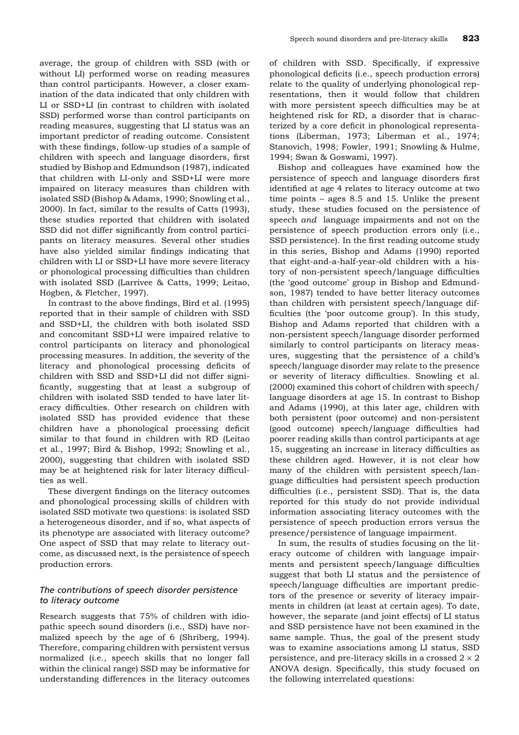average, the group of children with SSD (with or without LI) performed worse on reading measures than control participants. However, a closer examination of the data indicated that only children with LI or SSD+LI (in contrast to children with isolated SSD) performed worse than control participants on reading measures, suggesting that LI status was an important predictor of reading outcome. Consistent with these findings, follow-up studies of a sample of children with speech and language disorders, first studied by Bishop and Edmundson (1987), indicated that children with LI-only and SSD+LI were more impaired on literacy measures than children with isolated SSD (Bishop & Adams, 1990; Snowling et al., 2000). In fact, similar to the results of Catts (1993), these studies reported that children with isolated SSD did not differ significantly from control participants on literacy measures. Several other studies have also yielded similar findings indicating that children with LI or SSD+LI have more severe literacy or phonological processing difficulties than children with isolated SSD (Larrivee & Catts, 1999; Leitao, Hogben, & Fletcher, 1997).

In contrast to the above findings, Bird et al. (1995) reported that in their sample of children with SSD and SSD+LI, the children with both isolated SSD and concomitant SSD+LI were impaired relative to control participants on literacy and phonological processing measures. In addition, the severity of the literacy and phonological processing deficits of children with SSD and SSD+LI did not differ significantly, suggesting that at least a subgroup of children with isolated SSD tended to have later literacy difficulties. Other research on children with isolated SSD has provided evidence that these children have a phonological processing deficit similar to that found in children with RD (Leitao et al., 1997; Bird & Bishop, 1992; Snowling et al., 2000), suggesting that children with isolated SSD may be at heightened risk for later literacy difficulties as well.

These divergent findings on the literacy outcomes and phonological processing skills of children with isolated SSD motivate two questions: is isolated SSD a heterogeneous disorder, and if so, what aspects of its phenotype are associated with literacy outcome? One aspect of SSD that may relate to literacy outcome, as discussed next, is the persistence of speech production errors.

### *The contributions of speech disorder persistence to literacy outcome*

Research suggests that 75% of children with idiopathic speech sound disorders (i.e., SSD) have normalized speech by the age of 6 (Shriberg, 1994). Therefore, comparing children with persistent versus normalized (i.e., speech skills that no longer fall within the clinical range) SSD may be informative for understanding differences in the literacy outcomes of children with SSD. Specifically, if expressive phonological deficits (i.e., speech production errors) relate to the quality of underlying phonological representations, then it would follow that children with more persistent speech difficulties may be at heightened risk for RD, a disorder that is characterized by a core deficit in phonological representations (Liberman, 1973; Liberman et al., 1974; Stanovich, 1998; Fowler, 1991; Snowling & Hulme, 1994; Swan & Goswami, 1997).

Bishop and colleagues have examined how the persistence of speech and language disorders first identified at age 4 relates to literacy outcome at two time points – ages 8.5 and 15. Unlike the present study, these studies focused on the persistence of speech *and* language impairments and not on the persistence of speech production errors only (i.e., SSD persistence). In the first reading outcome study in this series, Bishop and Adams (1990) reported that eight-and-a-half-year-old children with a history of non-persistent speech/language difficulties (the 'good outcome' group in Bishop and Edmundson, 1987) tended to have better literacy outcomes than children with persistent speech/language difficulties (the 'poor outcome group'). In this study, Bishop and Adams reported that children with a non-persistent speech/language disorder performed similarly to control participants on literacy measures, suggesting that the persistence of a child's speech/language disorder may relate to the presence or severity of literacy difficulties. Snowling et al. (2000) examined this cohort of children with speech/language disorders at age 15. In contrast to Bishop and Adams (1990), at this later age, children with both persistent (poor outcome) and non-persistent (good outcome) speech/language difficulties had poorer reading skills than control participants at age 15, suggesting an increase in literacy difficulties as these children aged. However, it is not clear how many of the children with persistent speech/language difficulties had persistent speech production difficulties (i.e., persistent SSD). That is, the data reported for this study do not provide individual information associating literacy outcomes with the persistence of speech production errors versus the presence/persistence of language impairment.

In sum, the results of studies focusing on the literacy outcome of children with language impairments and persistent speech/language difficulties suggest that both LI status and the persistence of speech/language difficulties are important predictors of the presence or severity of literacy impairments in children (at least at certain ages). To date, however, the separate (and joint effects) of LI status and SSD persistence have not been examined in the same sample. Thus, the goal of the present study was to examine associations among LI status, SSD persistence, and pre-literacy skills in a crossed $2 \times 2$ ANOVA design. Specifically, this study focused on the following interrelated questions: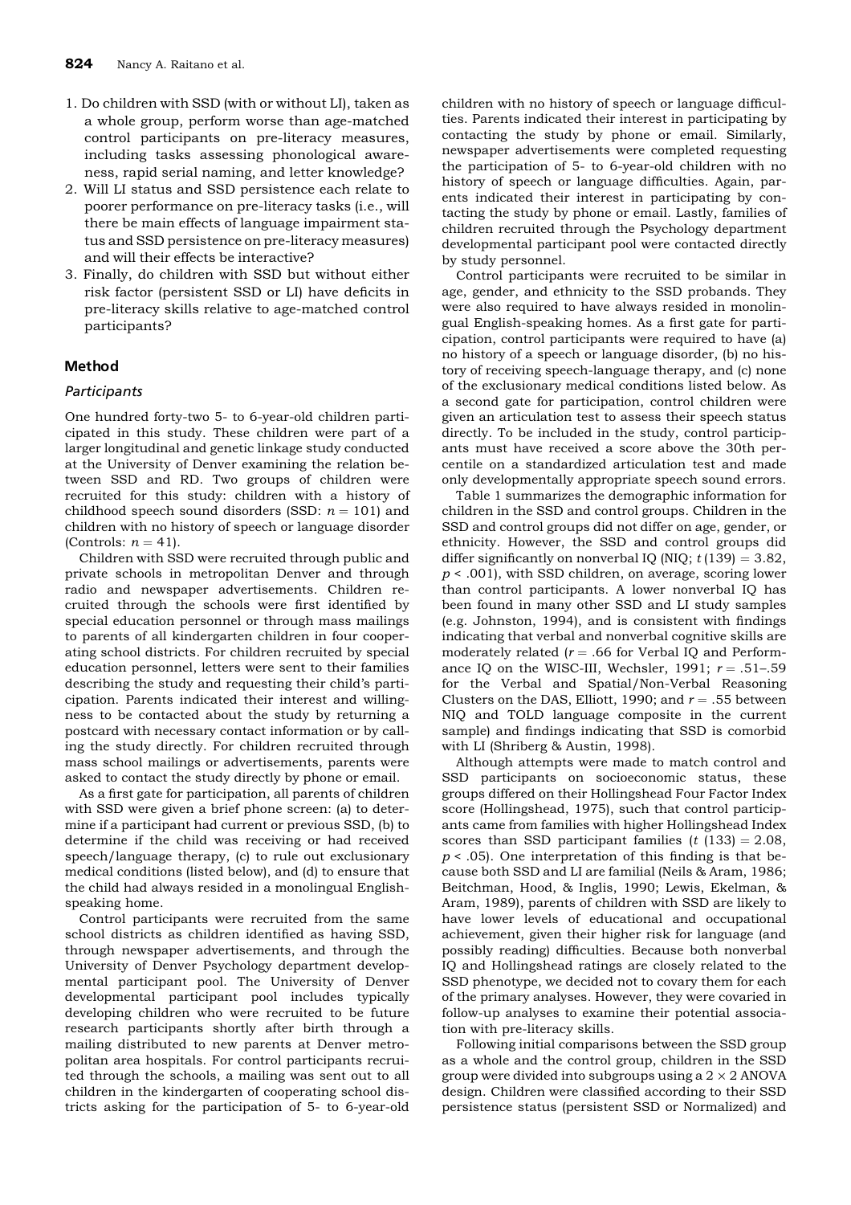1. Do children with SSD (with or without LI), taken as a whole group, perform worse than age-matched control participants on pre-literacy measures, including tasks assessing phonological awareness, rapid serial naming, and letter knowledge?
2. Will LI status and SSD persistence each relate to poorer performance on pre-literacy tasks (i.e., will there be main effects of language impairment status and SSD persistence on pre-literacy measures) and will their effects be interactive?
3. Finally, do children with SSD but without either risk factor (persistent SSD or LI) have deficits in pre-literacy skills relative to age-matched control participants?

## Method

### Participants

One hundred forty-two 5- to 6-year-old children participated in this study. These children were part of a larger longitudinal and genetic linkage study conducted at the University of Denver examining the relation between SSD and RD. Two groups of children were recruited for this study: children with a history of childhood speech sound disorders (SSD: $n = 101$) and children with no history of speech or language disorder (Controls: $n = 41$).

Children with SSD were recruited through public and private schools in metropolitan Denver and through radio and newspaper advertisements. Children recruited through the schools were first identified by special education personnel or through mass mailings to parents of all kindergarten children in four cooperating school districts. For children recruited by special education personnel, letters were sent to their families describing the study and requesting their child's participation. Parents indicated their interest and willingness to be contacted about the study by returning a postcard with necessary contact information or by calling the study directly. For children recruited through mass school mailings or advertisements, parents were asked to contact the study directly by phone or email.

As a first gate for participation, all parents of children with SSD were given a brief phone screen: (a) to determine if a participant had current or previous SSD, (b) to determine if the child was receiving or had received speech/language therapy, (c) to rule out exclusionary medical conditions (listed below), and (d) to ensure that the child had always resided in a monolingual English-speaking home.

Control participants were recruited from the same school districts as children identified as having SSD, through newspaper advertisements, and through the University of Denver Psychology department developmental participant pool. The University of Denver developmental participant pool includes typically developing children who were recruited to be future research participants shortly after birth through a mailing distributed to new parents at Denver metropolitan area hospitals. For control participants recruited through the schools, a mailing was sent out to all children in the kindergarten of cooperating school districts asking for the participation of 5- to 6-year-old children with no history of speech or language difficulties. Parents indicated their interest in participating by contacting the study by phone or email. Similarly, newspaper advertisements were completed requesting the participation of 5- to 6-year-old children with no history of speech or language difficulties. Again, parents indicated their interest in participating by contacting the study by phone or email. Lastly, families of children recruited through the Psychology department developmental participant pool were contacted directly by study personnel.

Control participants were recruited to be similar in age, gender, and ethnicity to the SSD probands. They were also required to have always resided in monolingual English-speaking homes. As a first gate for participation, control participants were required to have (a) no history of a speech or language disorder, (b) no history of receiving speech-language therapy, and (c) none of the exclusionary medical conditions listed below. As a second gate for participation, control children were given an articulation test to assess their speech status directly. To be included in the study, control participants must have received a score above the 30th percentile on a standardized articulation test and made only developmentally appropriate speech sound errors.

Table 1 summarizes the demographic information for children in the SSD and control groups. Children in the SSD and control groups did not differ on age, gender, or ethnicity. However, the SSD and control groups did differ significantly on nonverbal IQ (NIQ; $t\,(139) = 3.82$, $p < .001$), with SSD children, on average, scoring lower than control participants. A lower nonverbal IQ has been found in many other SSD and LI study samples (e.g. Johnston, 1994), and is consistent with findings indicating that verbal and nonverbal cognitive skills are moderately related ($r = .66$ for Verbal IQ and Performance IQ on the WISC-III, Wechsler, 1991; $r = .51$–$.59$ for the Verbal and Spatial/Non-Verbal Reasoning Clusters on the DAS, Elliott, 1990; and $r = .55$ between NIQ and TOLD language composite in the current sample) and findings indicating that SSD is comorbid with LI (Shriberg & Austin, 1998).

Although attempts were made to match control and SSD participants on socioeconomic status, these groups differed on their Hollingshead Four Factor Index score (Hollingshead, 1975), such that control participants came from families with higher Hollingshead Index scores than SSD participant families ($t\,(133) = 2.08$, $p < .05$). One interpretation of this finding is that because both SSD and LI are familial (Neils & Aram, 1986; Beitchman, Hood, & Inglis, 1990; Lewis, Ekelman, & Aram, 1989), parents of children with SSD are likely to have lower levels of educational and occupational achievement, given their higher risk for language (and possibly reading) difficulties. Because both nonverbal IQ and Hollingshead ratings are closely related to the SSD phenotype, we decided not to covary them for each of the primary analyses. However, they were covaried in follow-up analyses to examine their potential association with pre-literacy skills.

Following initial comparisons between the SSD group as a whole and the control group, children in the SSD group were divided into subgroups using a 2 × 2 ANOVA design. Children were classified according to their SSD persistence status (persistent SSD or Normalized) and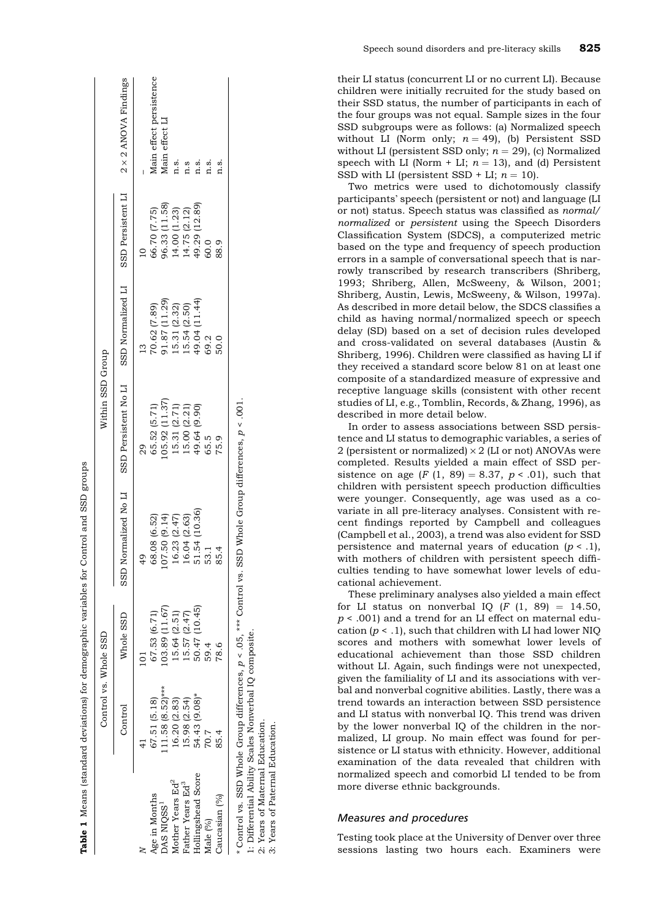**Table 1** Means (standard deviations) for demographic variables for Control and SSD groups

| | Control vs. Whole SSD | | Within SSD Group | | | | |
|---|---|---|---|---|---|---|---|
| | Control | Whole SSD | SSD Normalized No LI | SSD Persistent No LI | SSD Normalized LI | SSD Persistent LI | 2 × 2 ANOVA Findings |
| N | 41 | 101 | 49 | 29 | 13 | 10 | – |
| Age in Months | 67.51 (5.18) | 67.53 (6.71) | 68.08 (6.52) | 65.52 (5.71) | 70.62 (7.89) | 66.70 (7.75) | Main effect persistence |
| DAS NIQSS[1] | 111.58 (8.52)*** | 103.89 (11.67) | 107.50 (9.14) | 105.92 (11.37) | 91.87 (11.29) | 96.33 (11.58) | Main effect LI |
| Mother Years Ed[2] | 16.20 (2.83) | 15.64 (2.51) | 16.23 (2.47) | 15.31 (2.71) | 15.31 (2.32) | 14.00 (1.23) | n.s. |
| Father Years Ed[3] | 15.98 (2.54) | 15.57 (2.47) | 16.04 (2.63) | 15.00 (2.21) | 15.54 (2.50) | 14.75 (2.12) | n.s |
| Hollingshead Score | 54.43 (9.08)* | 50.47 (10.45) | 51.54 (10.36) | 49.64 (9.90) | 49.04 (11.44) | 49.29 (12.89) | n.s. |
| Male (%) | 70.7 | 59.4 | 53.1 | 65.5 | 69.2 | 60.0 | n.s. |
| Caucasian (%) | 85.4 | 78.6 | 85.4 | 75.9 | 50.0 | 88.9 | n.s. |

\* Control vs. SSD Whole Group differences, $p < .05$, *** Control vs. SSD Whole Group differences, $p < .001$.
1: Differential Ability Scales Nonverbal IQ composite.
2: Years of Maternal Education.
3: Years of Paternal Education.

their LI status (concurrent LI or no current LI). Because children were initially recruited for the study based on their SSD status, the number of participants in each of the four groups was not equal. Sample sizes in the four SSD subgroups were as follows: (a) Normalized speech without LI (Norm only; $n = 49$), (b) Persistent SSD without LI (persistent SSD only; $n = 29$), (c) Normalized speech with LI (Norm + LI; $n = 13$), and (d) Persistent SSD with LI (persistent SSD + LI; $n = 10$).

Two metrics were used to dichotomously classify participants' speech (persistent or not) and language (LI or not) status. Speech status was classified as *normal/normalized* or *persistent* using the Speech Disorders Classification System (SDCS), a computerized metric based on the type and frequency of speech production errors in a sample of conversational speech that is narrowly transcribed by research transcribers (Shriberg, 1993; Shriberg, Allen, McSweeny, & Wilson, 2001; Shriberg, Austin, Lewis, McSweeny, & Wilson, 1997a). As described in more detail below, the SDCS classifies a child as having normal/normalized speech or speech delay (SD) based on a set of decision rules developed and cross-validated on several databases (Austin & Shriberg, 1996). Children were classified as having LI if they received a standard score below 81 on at least one composite of a standardized measure of expressive and receptive language skills (consistent with other recent studies of LI, e.g., Tomblin, Records, & Zhang, 1996), as described in more detail below.

In order to assess associations between SSD persistence and LI status to demographic variables, a series of 2 (persistent or normalized) × 2 (LI or not) ANOVAs were completed. Results yielded a main effect of SSD persistence on age ($F(1, 89) = 8.37$, $p < .01$), such that children with persistent speech production difficulties were younger. Consequently, age was used as a covariate in all pre-literacy analyses. Consistent with recent findings reported by Campbell and colleagues (Campbell et al., 2003), a trend was also evident for SSD persistence and maternal years of education ($p < .1$), with mothers of children with persistent speech difficulties tending to have somewhat lower levels of educational achievement.

These preliminary analyses also yielded a main effect for LI status on nonverbal IQ ($F(1, 89) = 14.50$, $p < .001$) and a trend for an LI effect on maternal education ($p < .1$), such that children with LI had lower NIQ scores and mothers with somewhat lower levels of educational achievement than those SSD children without LI. Again, such findings were not unexpected, given the familiality of LI and its associations with verbal and nonverbal cognitive abilities. Lastly, there was a trend towards an interaction between SSD persistence and LI status with nonverbal IQ. This trend was driven by the lower nonverbal IQ of the children in the normalized, LI group. No main effect was found for persistence or LI status with ethnicity. However, additional examination of the data revealed that children with normalized speech and comorbid LI tended to be from more diverse ethnic backgrounds.

### *Measures and procedures*

Testing took place at the University of Denver over three sessions lasting two hours each. Examiners were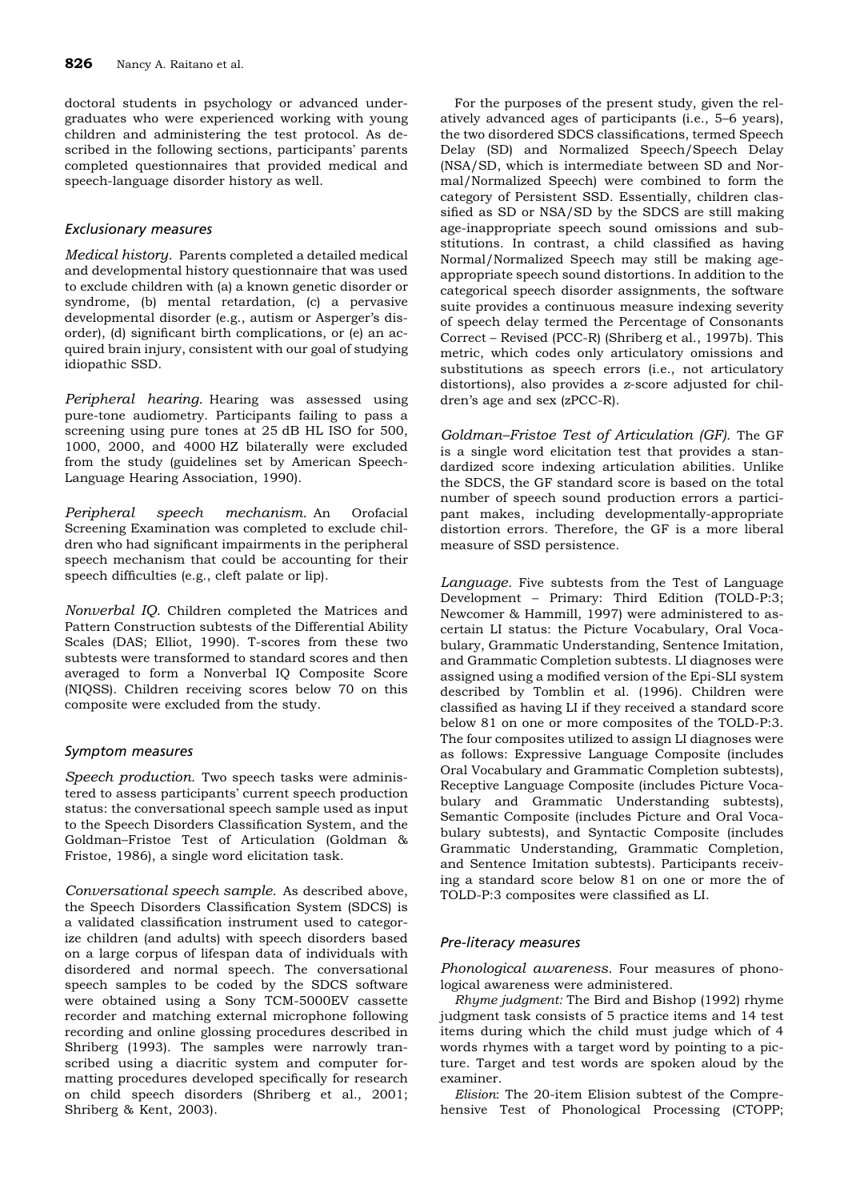doctoral students in psychology or advanced undergraduates who were experienced working with young children and administering the test protocol. As described in the following sections, participants' parents completed questionnaires that provided medical and speech-language disorder history as well.

### Exclusionary measures

*Medical history.* Parents completed a detailed medical and developmental history questionnaire that was used to exclude children with (a) a known genetic disorder or syndrome, (b) mental retardation, (c) a pervasive developmental disorder (e.g., autism or Asperger's disorder), (d) significant birth complications, or (e) an acquired brain injury, consistent with our goal of studying idiopathic SSD.

*Peripheral hearing.* Hearing was assessed using pure-tone audiometry. Participants failing to pass a screening using pure tones at 25 dB HL ISO for 500, 1000, 2000, and 4000 HZ bilaterally were excluded from the study (guidelines set by American Speech-Language Hearing Association, 1990).

*Peripheral speech mechanism.* An Orofacial Screening Examination was completed to exclude children who had significant impairments in the peripheral speech mechanism that could be accounting for their speech difficulties (e.g., cleft palate or lip).

*Nonverbal IQ.* Children completed the Matrices and Pattern Construction subtests of the Differential Ability Scales (DAS; Elliot, 1990). T-scores from these two subtests were transformed to standard scores and then averaged to form a Nonverbal IQ Composite Score (NIQSS). Children receiving scores below 70 on this composite were excluded from the study.

### Symptom measures

*Speech production.* Two speech tasks were administered to assess participants' current speech production status: the conversational speech sample used as input to the Speech Disorders Classification System, and the Goldman–Fristoe Test of Articulation (Goldman & Fristoe, 1986), a single word elicitation task.

*Conversational speech sample.* As described above, the Speech Disorders Classification System (SDCS) is a validated classification instrument used to categorize children (and adults) with speech disorders based on a large corpus of lifespan data of individuals with disordered and normal speech. The conversational speech samples to be coded by the SDCS software were obtained using a Sony TCM-5000EV cassette recorder and matching external microphone following recording and online glossing procedures described in Shriberg (1993). The samples were narrowly transcribed using a diacritic system and computer formatting procedures developed specifically for research on child speech disorders (Shriberg et al., 2001; Shriberg & Kent, 2003).

For the purposes of the present study, given the relatively advanced ages of participants (i.e., 5–6 years), the two disordered SDCS classifications, termed Speech Delay (SD) and Normalized Speech/Speech Delay (NSA/SD, which is intermediate between SD and Normal/Normalized Speech) were combined to form the category of Persistent SSD. Essentially, children classified as SD or NSA/SD by the SDCS are still making age-inappropriate speech sound omissions and substitutions. In contrast, a child classified as having Normal/Normalized Speech may still be making age-appropriate speech sound distortions. In addition to the categorical speech disorder assignments, the software suite provides a continuous measure indexing severity of speech delay termed the Percentage of Consonants Correct – Revised (PCC-R) (Shriberg et al., 1997b). This metric, which codes only articulatory omissions and substitutions as speech errors (i.e., not articulatory distortions), also provides a *z*-score adjusted for children's age and sex (zPCC-R).

*Goldman–Fristoe Test of Articulation (GF).* The GF is a single word elicitation test that provides a standardized score indexing articulation abilities. Unlike the SDCS, the GF standard score is based on the total number of speech sound production errors a participant makes, including developmentally-appropriate distortion errors. Therefore, the GF is a more liberal measure of SSD persistence.

*Language.* Five subtests from the Test of Language Development – Primary: Third Edition (TOLD-P:3; Newcomer & Hammill, 1997) were administered to ascertain LI status: the Picture Vocabulary, Oral Vocabulary, Grammatic Understanding, Sentence Imitation, and Grammatic Completion subtests. LI diagnoses were assigned using a modified version of the Epi-SLI system described by Tomblin et al. (1996). Children were classified as having LI if they received a standard score below 81 on one or more composites of the TOLD-P:3. The four composites utilized to assign LI diagnoses were as follows: Expressive Language Composite (includes Oral Vocabulary and Grammatic Completion subtests), Receptive Language Composite (includes Picture Vocabulary and Grammatic Understanding subtests), Semantic Composite (includes Picture and Oral Vocabulary subtests), and Syntactic Composite (includes Grammatic Understanding, Grammatic Completion, and Sentence Imitation subtests). Participants receiving a standard score below 81 on one or more the of TOLD-P:3 composites were classified as LI.

### Pre-literacy measures

*Phonological awareness.* Four measures of phonological awareness were administered.

*Rhyme judgment:* The Bird and Bishop (1992) rhyme judgment task consists of 5 practice items and 14 test items during which the child must judge which of 4 words rhymes with a target word by pointing to a picture. Target and test words are spoken aloud by the examiner.

*Elision*: The 20-item Elision subtest of the Comprehensive Test of Phonological Processing (CTOPP;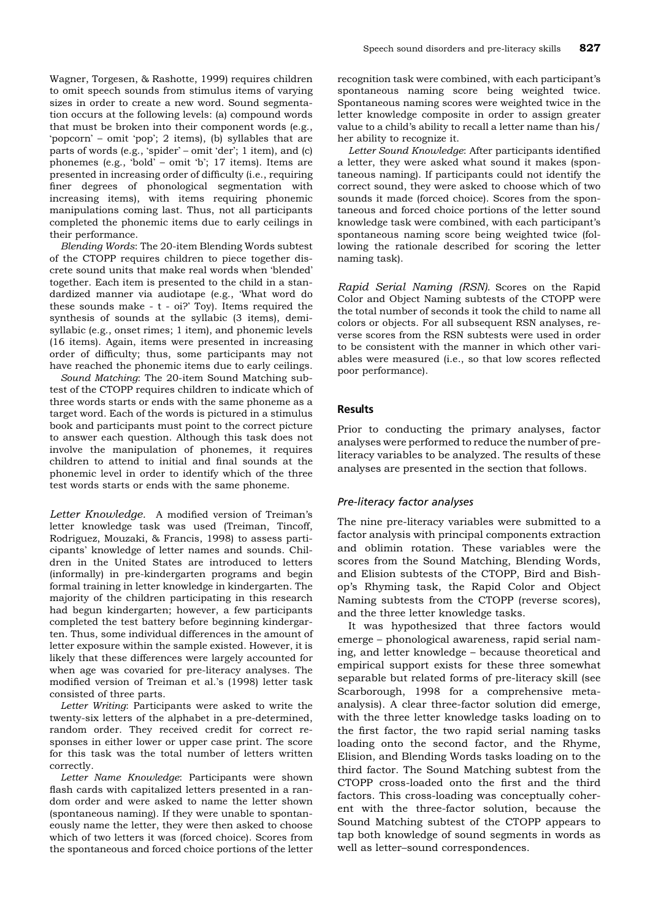Wagner, Torgesen, & Rashotte, 1999) requires children to omit speech sounds from stimulus items of varying sizes in order to create a new word. Sound segmentation occurs at the following levels: (a) compound words that must be broken into their component words (e.g., 'popcorn' – omit 'pop'; 2 items), (b) syllables that are parts of words (e.g., 'spider' – omit 'der'; 1 item), and (c) phonemes (e.g., 'bold' – omit 'b'; 17 items). Items are presented in increasing order of difficulty (i.e., requiring finer degrees of phonological segmentation with increasing items), with items requiring phonemic manipulations coming last. Thus, not all participants completed the phonemic items due to early ceilings in their performance.

*Blending Words*: The 20-item Blending Words subtest of the CTOPP requires children to piece together discrete sound units that make real words when 'blended' together. Each item is presented to the child in a standardized manner via audiotape (e.g., 'What word do these sounds make - t - oi?' Toy). Items required the synthesis of sounds at the syllabic (3 items), demi-syllabic (e.g., onset rimes; 1 item), and phonemic levels (16 items). Again, items were presented in increasing order of difficulty; thus, some participants may not have reached the phonemic items due to early ceilings.

*Sound Matching*: The 20-item Sound Matching subtest of the CTOPP requires children to indicate which of three words starts or ends with the same phoneme as a target word. Each of the words is pictured in a stimulus book and participants must point to the correct picture to answer each question. Although this task does not involve the manipulation of phonemes, it requires children to attend to initial and final sounds at the phonemic level in order to identify which of the three test words starts or ends with the same phoneme.

*Letter Knowledge*. A modified version of Treiman's letter knowledge task was used (Treiman, Tincoff, Rodriguez, Mouzaki, & Francis, 1998) to assess participants' knowledge of letter names and sounds. Children in the United States are introduced to letters (informally) in pre-kindergarten programs and begin formal training in letter knowledge in kindergarten. The majority of the children participating in this research had begun kindergarten; however, a few participants completed the test battery before beginning kindergarten. Thus, some individual differences in the amount of letter exposure within the sample existed. However, it is likely that these differences were largely accounted for when age was covaried for pre-literacy analyses. The modified version of Treiman et al.'s (1998) letter task consisted of three parts.

*Letter Writing*: Participants were asked to write the twenty-six letters of the alphabet in a pre-determined, random order. They received credit for correct responses in either lower or upper case print. The score for this task was the total number of letters written correctly.

*Letter Name Knowledge*: Participants were shown flash cards with capitalized letters presented in a random order and were asked to name the letter shown (spontaneous naming). If they were unable to spontaneously name the letter, they were then asked to choose which of two letters it was (forced choice). Scores from the spontaneous and forced choice portions of the letter recognition task were combined, with each participant's spontaneous naming score being weighted twice. Spontaneous naming scores were weighted twice in the letter knowledge composite in order to assign greater value to a child's ability to recall a letter name than his/her ability to recognize it.

*Letter Sound Knowledge*: After participants identified a letter, they were asked what sound it makes (spontaneous naming). If participants could not identify the correct sound, they were asked to choose which of two sounds it made (forced choice). Scores from the spontaneous and forced choice portions of the letter sound knowledge task were combined, with each participant's spontaneous naming score being weighted twice (following the rationale described for scoring the letter naming task).

*Rapid Serial Naming (RSN)*. Scores on the Rapid Color and Object Naming subtests of the CTOPP were the total number of seconds it took the child to name all colors or objects. For all subsequent RSN analyses, reverse scores from the RSN subtests were used in order to be consistent with the manner in which other variables were measured (i.e., so that low scores reflected poor performance).

## Results

Prior to conducting the primary analyses, factor analyses were performed to reduce the number of pre-literacy variables to be analyzed. The results of these analyses are presented in the section that follows.

### *Pre-literacy factor analyses*

The nine pre-literacy variables were submitted to a factor analysis with principal components extraction and oblimin rotation. These variables were the scores from the Sound Matching, Blending Words, and Elision subtests of the CTOPP, Bird and Bishop's Rhyming task, the Rapid Color and Object Naming subtests from the CTOPP (reverse scores), and the three letter knowledge tasks.

It was hypothesized that three factors would emerge – phonological awareness, rapid serial naming, and letter knowledge – because theoretical and empirical support exists for these three somewhat separable but related forms of pre-literacy skill (see Scarborough, 1998 for a comprehensive meta-analysis). A clear three-factor solution did emerge, with the three letter knowledge tasks loading on to the first factor, the two rapid serial naming tasks loading onto the second factor, and the Rhyme, Elision, and Blending Words tasks loading on to the third factor. The Sound Matching subtest from the CTOPP cross-loaded onto the first and the third factors. This cross-loading was conceptually coherent with the three-factor solution, because the Sound Matching subtest of the CTOPP appears to tap both knowledge of sound segments in words as well as letter–sound correspondences.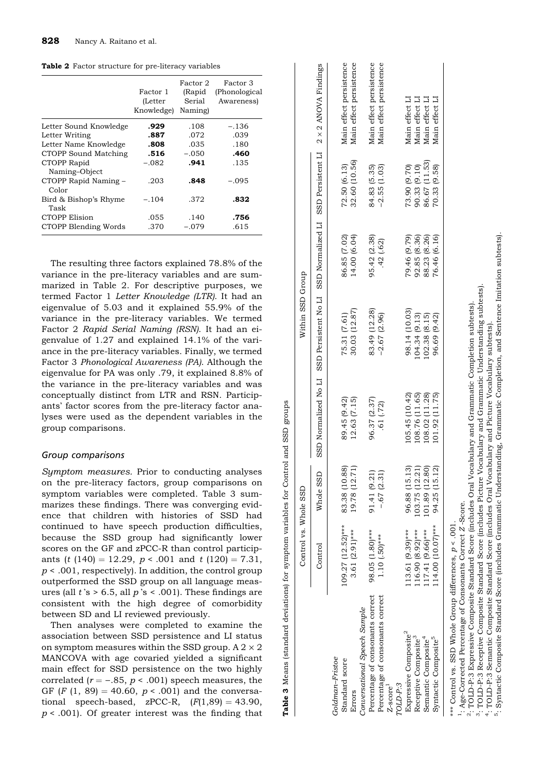**Table 2** Factor structure for pre-literacy variables

| | Factor 1 (Letter Knowledge) | Factor 2 (Rapid Serial Naming) | Factor 3 (Phonological Awareness) |
|---|---|---|---|
| Letter Sound Knowledge | **.929** | .108 | −.136 |
| Letter Writing | **.887** | .072 | .039 |
| Letter Name Knowledge | **.808** | .035 | .180 |
| CTOPP Sound Matching | **.516** | −.050 | **.460** |
| CTOPP Rapid Naming–Object | −.082 | **.941** | .135 |
| CTOPP Rapid Naming – Color | .203 | **.848** | −.095 |
| Bird & Bishop's Rhyme Task | −.104 | .372 | **.832** |
| CTOPP Elision | .055 | .140 | **.756** |
| CTOPP Blending Words | .370 | −.079 | .615 |

The resulting three factors explained 78.8% of the variance in the pre-literacy variables and are summarized in Table 2. For descriptive purposes, we termed Factor 1 *Letter Knowledge (LTR)*. It had an eigenvalue of 5.03 and it explained 55.9% of the variance in the pre-literacy variables. We termed Factor 2 *Rapid Serial Naming (RSN)*. It had an eigenvalue of 1.27 and explained 14.1% of the variance in the pre-literacy variables. Finally, we termed Factor 3 *Phonological Awareness (PA)*. Although the eigenvalue for PA was only .79, it explained 8.8% of the variance in the pre-literacy variables and was conceptually distinct from LTR and RSN. Participants' factor scores from the pre-literacy factor analyses were used as the dependent variables in the group comparisons.

### Group comparisons

*Symptom measures.* Prior to conducting analyses on the pre-literacy factors, group comparisons on symptom variables were completed. Table 3 summarizes these findings. There was converging evidence that children with histories of SSD had continued to have speech production difficulties, because the SSD group had significantly lower scores on the GF and zPCC-R than control participants ($t\ (140) = 12.29$, $p < .001$ and $t\ (120) = 7.31$, $p < .001$, respectively). In addition, the control group outperformed the SSD group on all language measures (all $t$'s > 6.5, all $p$'s < .001). These findings are consistent with the high degree of comorbidity between SD and LI reviewed previously.

Then analyses were completed to examine the association between SSD persistence and LI status on symptom measures within the SSD group. A 2 × 2 MANCOVA with age covaried yielded a significant main effect for SSD persistence on the two highly correlated ($r = -.85$, $p < .001$) speech measures, the GF ($F\ (1,\ 89) = 40.60$, $p < .001$) and the conversational speech-based, zPCC-R, ($F(1,89) = 43.90$, $p < .001$). Of greater interest was the finding that

**Table 3** Means (standard deviations) for symptom variables for Control and SSD groups

| | Control vs. Whole SSD | | Within SSD Group | | | | |
|---|---|---|---|---|---|---|---|
| | Control | Whole SSD | SSD Normalized No LI | SSD Persistent No LI | SSD Normalized LI | SSD Persistent LI | 2 × 2 ANOVA Findings |
| *Goldman–Fristoe* | | | | | | | |
| Standard score | 109.27 (12.52)*** | 83.38 (10.88) | 89.45 (9.42) | 75.31 (7.61) | 86.85 (7.02) | 72.50 (6.13) | Main effect persistence |
| Errors | 3.61 (2.91)*** | 19.78 (12.71) | 12.63 (7.15) | 30.03 (12.87) | 14.00 (6.04) | 32.60 (10.56) | Main effect persistence |
| *Conversational Speech Sample* | | | | | | | |
| Percentage of consonants correct | 98.05 (1.80)*** | 91.41 (9.21) | 96.37 (2.37) | 83.49 (12.28) | 95.42 (2.38) | 84.83 (5.35) | Main effect persistence |
| Percentage of consonants correct Z-score[1] | 1.10 (.50)*** | −.67 (2.31) | .61 (.72) | −2.67 (2.96) | .42 (.62) | −2.55 (1.03) | Main effect persistence |
| *TOLD-P:3* | | | | | | | |
| Expressive Composite[2] | 113.61 (9.39)*** | 96.88 (15.13) | 105.45 (10.42) | 98.14 (10.03) | 79.46 (9.79) | 73.90 (9.70) | Main effect LI |
| Receptive Composite[3] | 116.90 (8.92)*** | 103.75 (12.21) | 108.76 (11.65) | 104.34 (9.13) | 92.85 (8.36) | 90.33 (9.10) | Main effect LI |
| Semantic Composite[4] | 117.41 (9.66)*** | 101.89 (12.80) | 108.02 (11.28) | 102.38 (8.15) | 88.23 (8.26) | 86.67 (11.53) | Main effect LI |
| Syntactic Composite[5] | 114.00 (10.07)*** | 94.25 (15.12) | 101.92 (11.75) | 96.69 (9.42) | 76.46 (6.16) | 70.33 (9.58) | Main effect LI |

*** Control vs. SSD Whole Group differences, $p < .001$.
[1]: Age-Corrected Percentage of Consonants Correct Z-Score.
[2]: TOLD-P:3 Expressive Composite Standard Score (includes Oral Vocabulary and Grammatic Completion subtests).
[3]: TOLD-P:3 Receptive Composite Standard Score (includes Picture Vocabulary and Grammatic Understanding subtests).
[4]: TOLD-P:3 Semantic Composite Standard Score (includes Oral Vocabulary and Picture Vocabulary subtests).
[5]: Syntactic Composite Standard Score (includes Grammatic Understanding, Grammatic Completion, and Sentence Imitation subtests).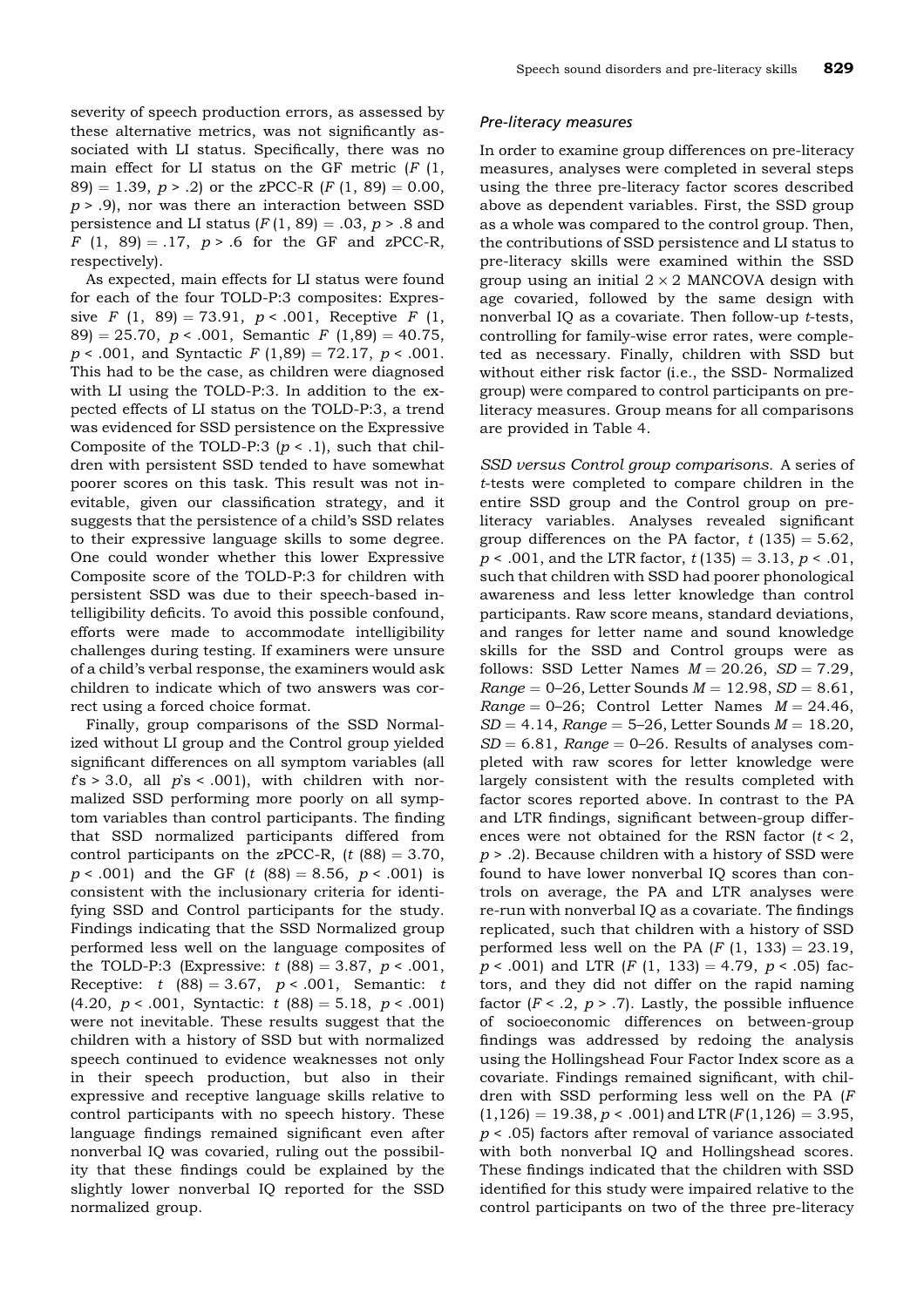severity of speech production errors, as assessed by these alternative metrics, was not significantly associated with LI status. Specifically, there was no main effect for LI status on the GF metric ($F$ (1, 89) = 1.39, $p > .2$) or the zPCC-R ($F$ (1, 89) = 0.00, $p > .9$), nor was there an interaction between SSD persistence and LI status ($F$ (1, 89) = .03, $p > .8$ and $F$ (1, 89) = .17, $p > .6$ for the GF and zPCC-R, respectively).

As expected, main effects for LI status were found for each of the four TOLD-P:3 composites: Expressive $F$ (1, 89) = 73.91, $p < .001$, Receptive $F$ (1, 89) = 25.70, $p < .001$, Semantic $F$ (1,89) = 40.75, $p < .001$, and Syntactic $F$ (1,89) = 72.17, $p < .001$. This had to be the case, as children were diagnosed with LI using the TOLD-P:3. In addition to the expected effects of LI status on the TOLD-P:3, a trend was evidenced for SSD persistence on the Expressive Composite of the TOLD-P:3 ($p < .1$), such that children with persistent SSD tended to have somewhat poorer scores on this task. This result was not inevitable, given our classification strategy, and it suggests that the persistence of a child's SSD relates to their expressive language skills to some degree. One could wonder whether this lower Expressive Composite score of the TOLD-P:3 for children with persistent SSD was due to their speech-based intelligibility deficits. To avoid this possible confound, efforts were made to accommodate intelligibility challenges during testing. If examiners were unsure of a child's verbal response, the examiners would ask children to indicate which of two answers was correct using a forced choice format.

Finally, group comparisons of the SSD Normalized without LI group and the Control group yielded significant differences on all symptom variables (all $t$'s > 3.0, all $p$'s < .001), with children with normalized SSD performing more poorly on all symptom variables than control participants. The finding that SSD normalized participants differed from control participants on the zPCC-R, ($t$ (88) = 3.70, $p < .001$) and the GF ($t$ (88) = 8.56, $p < .001$) is consistent with the inclusionary criteria for identifying SSD and Control participants for the study. Findings indicating that the SSD Normalized group performed less well on the language composites of the TOLD-P:3 (Expressive: $t$ (88) = 3.87, $p < .001$, Receptive: $t$ (88) = 3.67, $p < .001$, Semantic: $t$ (4.20, $p < .001$, Syntactic: $t$ (88) = 5.18, $p < .001$) were not inevitable. These results suggest that the children with a history of SSD but with normalized speech continued to evidence weaknesses not only in their speech production, but also in their expressive and receptive language skills relative to control participants with no speech history. These language findings remained significant even after nonverbal IQ was covaried, ruling out the possibility that these findings could be explained by the slightly lower nonverbal IQ reported for the SSD normalized group.

### *Pre-literacy measures*

In order to examine group differences on pre-literacy measures, analyses were completed in several steps using the three pre-literacy factor scores described above as dependent variables. First, the SSD group as a whole was compared to the control group. Then, the contributions of SSD persistence and LI status to pre-literacy skills were examined within the SSD group using an initial 2 × 2 MANCOVA design with age covaried, followed by the same design with nonverbal IQ as a covariate. Then follow-up $t$-tests, controlling for family-wise error rates, were completed as necessary. Finally, children with SSD but without either risk factor (i.e., the SSD- Normalized group) were compared to control participants on pre-literacy measures. Group means for all comparisons are provided in Table 4.

*SSD versus Control group comparisons.* A series of $t$-tests were completed to compare children in the entire SSD group and the Control group on pre-literacy variables. Analyses revealed significant group differences on the PA factor, $t$ (135) = 5.62, $p < .001$, and the LTR factor, $t$ (135) = 3.13, $p < .01$, such that children with SSD had poorer phonological awareness and less letter knowledge than control participants. Raw score means, standard deviations, and ranges for letter name and sound knowledge skills for the SSD and Control groups were as follows: SSD Letter Names $M = 20.26$, $SD = 7.29$, *Range* = 0–26, Letter Sounds $M = 12.98$, $SD = 8.61$, *Range* = 0–26; Control Letter Names $M = 24.46$, $SD = 4.14$, *Range* = 5–26, Letter Sounds $M = 18.20$, $SD = 6.81$, *Range* = 0–26. Results of analyses completed with raw scores for letter knowledge were largely consistent with the results completed with factor scores reported above. In contrast to the PA and LTR findings, significant between-group differences were not obtained for the RSN factor ($t < 2$, $p > .2$). Because children with a history of SSD were found to have lower nonverbal IQ scores than controls on average, the PA and LTR analyses were re-run with nonverbal IQ as a covariate. The findings replicated, such that children with a history of SSD performed less well on the PA ($F$ (1, 133) = 23.19, $p < .001$) and LTR ($F$ (1, 133) = 4.79, $p < .05$) factors, and they did not differ on the rapid naming factor ($F < .2$, $p > .7$). Lastly, the possible influence of socioeconomic differences on between-group findings was addressed by redoing the analysis using the Hollingshead Four Factor Index score as a covariate. Findings remained significant, with children with SSD performing less well on the PA ($F$ (1,126) = 19.38, $p < .001$) and LTR ($F$(1,126) = 3.95, $p < .05$) factors after removal of variance associated with both nonverbal IQ and Hollingshead scores. These findings indicated that the children with SSD identified for this study were impaired relative to the control participants on two of the three pre-literacy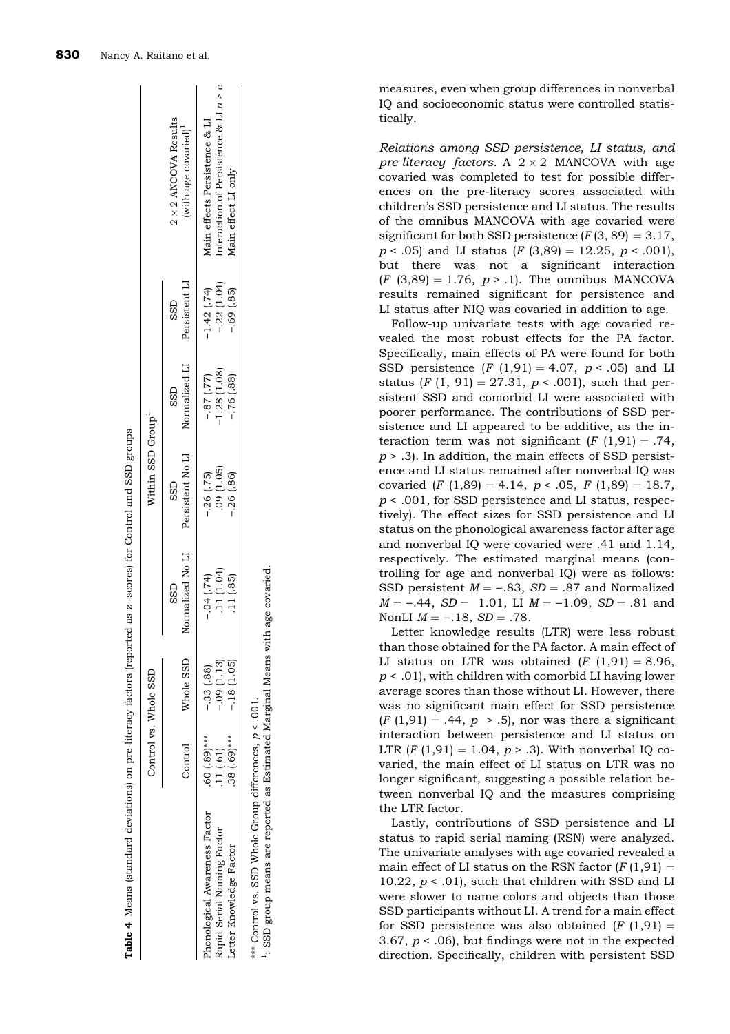**Table 4** Means (standard deviations) on pre-literacy factors (reported as *z*-scores) for Control and SSD groups

| | Control vs. Whole SSD | | Within SSD Group[1] | | | | $2 \times 2$ ANCOVA Results (with age covaried)[1] |
|---|---|---|---|---|---|---|---|
| | Control | Whole SSD | SSD Normalized No LI | SSD Persistent No LI | SSD Normalized LI | SSD Persistent LI | |
| Phonological Awareness Factor | .60 (.89)*** | −.33 (.88) | −.04 (.74) | −.26 (.75) | −.87 (.77) | −1.42 (.74) | Main effects Persistence & LI |
| Rapid Serial Naming Factor | .11 (.61) | −.09 (1.13) | .11 (1.04) | .09 (1.05) | −1.28 (1.08) | −.22 (1.04) | Interaction of Persistence & LI *a* > *c* |
| Letter Knowledge Factor | .38 (.69)*** | −.18 (1.05) | .11 (.85) | −.26 (.86) | −.76 (.88) | −.69 (.85) | Main effect LI only |

*** Control vs. SSD Whole Group differences, $p < .001$.
[1]: SSD group means are reported as Estimated Marginal Means with age covaried.

measures, even when group differences in nonverbal IQ and socioeconomic status were controlled statistically.

*Relations among SSD persistence, LI status, and pre-literacy factors.* A $2 \times 2$ MANCOVA with age covaried was completed to test for possible differences on the pre-literacy scores associated with children's SSD persistence and LI status. The results of the omnibus MANCOVA with age covaried were significant for both SSD persistence ($F(3, 89) = 3.17$, $p < .05$) and LI status ($F\ (3,89) = 12.25$, $p < .001$), but there was not a significant interaction ($F\ (3,89) = 1.76$, $p > .1$). The omnibus MANCOVA results remained significant for persistence and LI status after NIQ was covaried in addition to age.

Follow-up univariate tests with age covaried revealed the most robust effects for the PA factor. Specifically, main effects of PA were found for both SSD persistence ($F\ (1,91) = 4.07$, $p < .05$) and LI status ($F\ (1, 91) = 27.31$, $p < .001$), such that persistent SSD and comorbid LI were associated with poorer performance. The contributions of SSD persistence and LI appeared to be additive, as the interaction term was not significant ($F\ (1,91) = .74$, $p > .3$). In addition, the main effects of SSD persistence and LI status remained after nonverbal IQ was covaried ($F\ (1,89) = 4.14$, $p < .05$, $F\ (1,89) = 18.7$, $p < .001$, for SSD persistence and LI status, respectively). The effect sizes for SSD persistence and LI status on the phonological awareness factor after age and nonverbal IQ were covaried were .41 and 1.14, respectively. The estimated marginal means (controlling for age and nonverbal IQ) were as follows: SSD persistent $M = -.83$, $SD = .87$ and Normalized $M = -.44$, $SD = 1.01$, LI $M = -1.09$, $SD = .81$ and NonLI $M = -.18$, $SD = .78$.

Letter knowledge results (LTR) were less robust than those obtained for the PA factor. A main effect of LI status on LTR was obtained ($F\ (1,91) = 8.96$, $p < .01$), with children with comorbid LI having lower average scores than those without LI. However, there was no significant main effect for SSD persistence ($F\ (1,91) = .44$, $p > .5$), nor was there a significant interaction between persistence and LI status on LTR ($F\ (1,91) = 1.04$, $p > .3$). With nonverbal IQ covaried, the main effect of LI status on LTR was no longer significant, suggesting a possible relation between nonverbal IQ and the measures comprising the LTR factor.

Lastly, contributions of SSD persistence and LI status to rapid serial naming (RSN) were analyzed. The univariate analyses with age covaried revealed a main effect of LI status on the RSN factor ($F\,(1,91) = 10.22$, $p < .01$), such that children with SSD and LI were slower to name colors and objects than those SSD participants without LI. A trend for a main effect for SSD persistence was also obtained ($F\ (1,91) = 3.67$, $p < .06$), but findings were not in the expected direction. Specifically, children with persistent SSD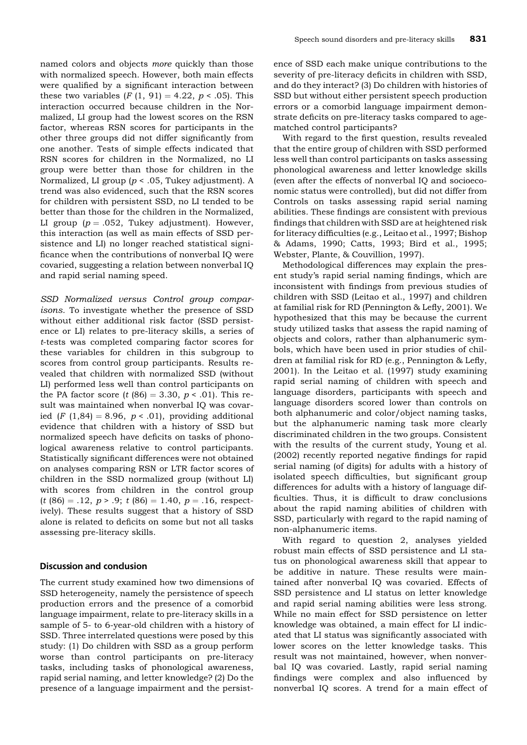named colors and objects *more* quickly than those with normalized speech. However, both main effects were qualified by a significant interaction between these two variables ($F$ (1, 91) = 4.22, $p < .05$). This interaction occurred because children in the Normalized, LI group had the lowest scores on the RSN factor, whereas RSN scores for participants in the other three groups did not differ significantly from one another. Tests of simple effects indicated that RSN scores for children in the Normalized, no LI group were better than those for children in the Normalized, LI group ($p < .05$, Tukey adjustment). A trend was also evidenced, such that the RSN scores for children with persistent SSD, no LI tended to be better than those for the children in the Normalized, LI group ($p = .052$, Tukey adjustment). However, this interaction (as well as main effects of SSD persistence and LI) no longer reached statistical significance when the contributions of nonverbal IQ were covaried, suggesting a relation between nonverbal IQ and rapid serial naming speed.

*SSD Normalized versus Control group comparisons.* To investigate whether the presence of SSD without either additional risk factor (SSD persistence or LI) relates to pre-literacy skills, a series of *t*-tests was completed comparing factor scores for these variables for children in this subgroup to scores from control group participants. Results revealed that children with normalized SSD (without LI) performed less well than control participants on the PA factor score ($t$ (86) = 3.30, $p < .01$). This result was maintained when nonverbal IQ was covaried ($F$ (1,84) = 8.96, $p < .01$), providing additional evidence that children with a history of SSD but normalized speech have deficits on tasks of phonological awareness relative to control participants. Statistically significant differences were not obtained on analyses comparing RSN or LTR factor scores of children in the SSD normalized group (without LI) with scores from children in the control group ($t$ (86) = .12, $p > .9$; $t$ (86) = 1.40, $p = .16$, respectively). These results suggest that a history of SSD alone is related to deficits on some but not all tasks assessing pre-literacy skills.

## Discussion and conclusion

The current study examined how two dimensions of SSD heterogeneity, namely the persistence of speech production errors and the presence of a comorbid language impairment, relate to pre-literacy skills in a sample of 5- to 6-year-old children with a history of SSD. Three interrelated questions were posed by this study: (1) Do children with SSD as a group perform worse than control participants on pre-literacy tasks, including tasks of phonological awareness, rapid serial naming, and letter knowledge? (2) Do the presence of a language impairment and the persistence of SSD each make unique contributions to the severity of pre-literacy deficits in children with SSD, and do they interact? (3) Do children with histories of SSD but without either persistent speech production errors or a comorbid language impairment demonstrate deficits on pre-literacy tasks compared to age-matched control participants?

With regard to the first question, results revealed that the entire group of children with SSD performed less well than control participants on tasks assessing phonological awareness and letter knowledge skills (even after the effects of nonverbal IQ and socioeconomic status were controlled), but did not differ from Controls on tasks assessing rapid serial naming abilities. These findings are consistent with previous findings that children with SSD are at heightened risk for literacy difficulties (e.g., Leitao et al., 1997; Bishop & Adams, 1990; Catts, 1993; Bird et al., 1995; Webster, Plante, & Couvillion, 1997).

Methodological differences may explain the present study's rapid serial naming findings, which are inconsistent with findings from previous studies of children with SSD (Leitao et al., 1997) and children at familial risk for RD (Pennington & Lefly, 2001). We hypothesized that this may be because the current study utilized tasks that assess the rapid naming of objects and colors, rather than alphanumeric symbols, which have been used in prior studies of children at familial risk for RD (e.g., Pennington & Lefly, 2001). In the Leitao et al. (1997) study examining rapid serial naming of children with speech and language disorders, participants with speech and language disorders scored lower than controls on both alphanumeric and color/object naming tasks, but the alphanumeric naming task more clearly discriminated children in the two groups. Consistent with the results of the current study, Young et al. (2002) recently reported negative findings for rapid serial naming (of digits) for adults with a history of isolated speech difficulties, but significant group differences for adults with a history of language difficulties. Thus, it is difficult to draw conclusions about the rapid naming abilities of children with SSD, particularly with regard to the rapid naming of non-alphanumeric items.

With regard to question 2, analyses yielded robust main effects of SSD persistence and LI status on phonological awareness skill that appear to be additive in nature. These results were maintained after nonverbal IQ was covaried. Effects of SSD persistence and LI status on letter knowledge and rapid serial naming abilities were less strong. While no main effect for SSD persistence on letter knowledge was obtained, a main effect for LI indicated that LI status was significantly associated with lower scores on the letter knowledge tasks. This result was not maintained, however, when nonverbal IQ was covaried. Lastly, rapid serial naming findings were complex and also influenced by nonverbal IQ scores. A trend for a main effect of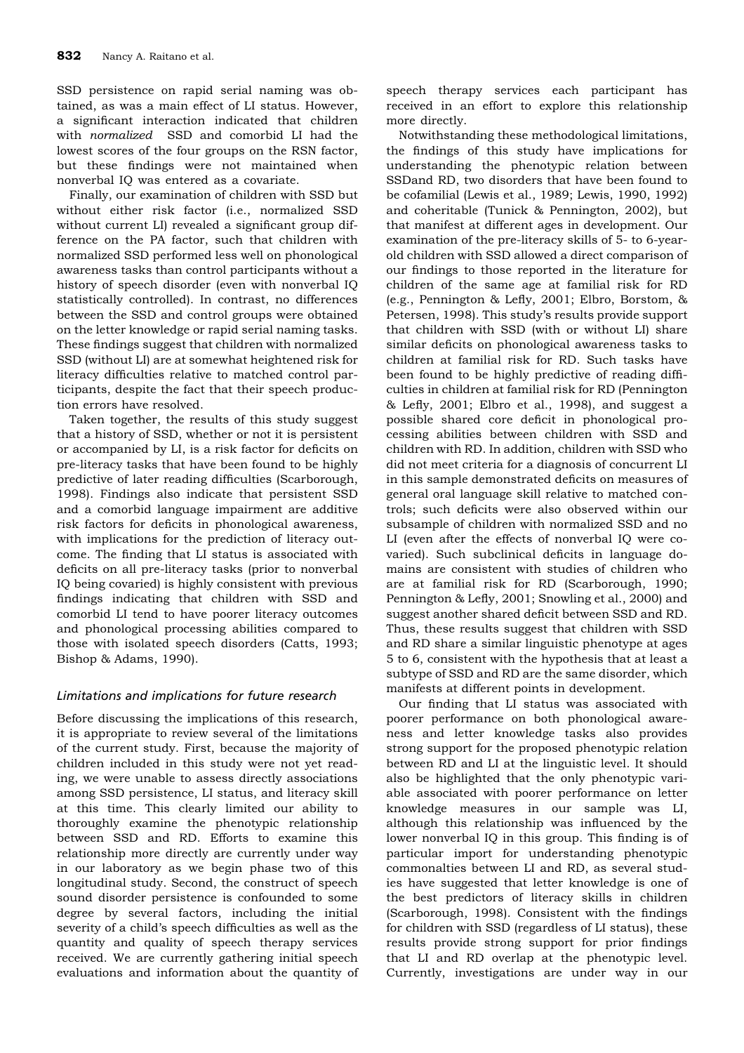SSD persistence on rapid serial naming was obtained, as was a main effect of LI status. However, a significant interaction indicated that children with *normalized* SSD and comorbid LI had the lowest scores of the four groups on the RSN factor, but these findings were not maintained when nonverbal IQ was entered as a covariate.

Finally, our examination of children with SSD but without either risk factor (i.e., normalized SSD without current LI) revealed a significant group difference on the PA factor, such that children with normalized SSD performed less well on phonological awareness tasks than control participants without a history of speech disorder (even with nonverbal IQ statistically controlled). In contrast, no differences between the SSD and control groups were obtained on the letter knowledge or rapid serial naming tasks. These findings suggest that children with normalized SSD (without LI) are at somewhat heightened risk for literacy difficulties relative to matched control participants, despite the fact that their speech production errors have resolved.

Taken together, the results of this study suggest that a history of SSD, whether or not it is persistent or accompanied by LI, is a risk factor for deficits on pre-literacy tasks that have been found to be highly predictive of later reading difficulties (Scarborough, 1998). Findings also indicate that persistent SSD and a comorbid language impairment are additive risk factors for deficits in phonological awareness, with implications for the prediction of literacy outcome. The finding that LI status is associated with deficits on all pre-literacy tasks (prior to nonverbal IQ being covaried) is highly consistent with previous findings indicating that children with SSD and comorbid LI tend to have poorer literacy outcomes and phonological processing abilities compared to those with isolated speech disorders (Catts, 1993; Bishop & Adams, 1990).

## *Limitations and implications for future research*

Before discussing the implications of this research, it is appropriate to review several of the limitations of the current study. First, because the majority of children included in this study were not yet reading, we were unable to assess directly associations among SSD persistence, LI status, and literacy skill at this time. This clearly limited our ability to thoroughly examine the phenotypic relationship between SSD and RD. Efforts to examine this relationship more directly are currently under way in our laboratory as we begin phase two of this longitudinal study. Second, the construct of speech sound disorder persistence is confounded to some degree by several factors, including the initial severity of a child's speech difficulties as well as the quantity and quality of speech therapy services received. We are currently gathering initial speech evaluations and information about the quantity of speech therapy services each participant has received in an effort to explore this relationship more directly.

Notwithstanding these methodological limitations, the findings of this study have implications for understanding the phenotypic relation between SSDand RD, two disorders that have been found to be cofamilial (Lewis et al., 1989; Lewis, 1990, 1992) and coheritable (Tunick & Pennington, 2002), but that manifest at different ages in development. Our examination of the pre-literacy skills of 5- to 6-year-old children with SSD allowed a direct comparison of our findings to those reported in the literature for children of the same age at familial risk for RD (e.g., Pennington & Lefly, 2001; Elbro, Borstom, & Petersen, 1998). This study's results provide support that children with SSD (with or without LI) share similar deficits on phonological awareness tasks to children at familial risk for RD. Such tasks have been found to be highly predictive of reading difficulties in children at familial risk for RD (Pennington & Lefly, 2001; Elbro et al., 1998), and suggest a possible shared core deficit in phonological processing abilities between children with SSD and children with RD. In addition, children with SSD who did not meet criteria for a diagnosis of concurrent LI in this sample demonstrated deficits on measures of general oral language skill relative to matched controls; such deficits were also observed within our subsample of children with normalized SSD and no LI (even after the effects of nonverbal IQ were covaried). Such subclinical deficits in language domains are consistent with studies of children who are at familial risk for RD (Scarborough, 1990; Pennington & Lefly, 2001; Snowling et al., 2000) and suggest another shared deficit between SSD and RD. Thus, these results suggest that children with SSD and RD share a similar linguistic phenotype at ages 5 to 6, consistent with the hypothesis that at least a subtype of SSD and RD are the same disorder, which manifests at different points in development.

Our finding that LI status was associated with poorer performance on both phonological awareness and letter knowledge tasks also provides strong support for the proposed phenotypic relation between RD and LI at the linguistic level. It should also be highlighted that the only phenotypic variable associated with poorer performance on letter knowledge measures in our sample was LI, although this relationship was influenced by the lower nonverbal IQ in this group. This finding is of particular import for understanding phenotypic commonalties between LI and RD, as several studies have suggested that letter knowledge is one of the best predictors of literacy skills in children (Scarborough, 1998). Consistent with the findings for children with SSD (regardless of LI status), these results provide strong support for prior findings that LI and RD overlap at the phenotypic level. Currently, investigations are under way in our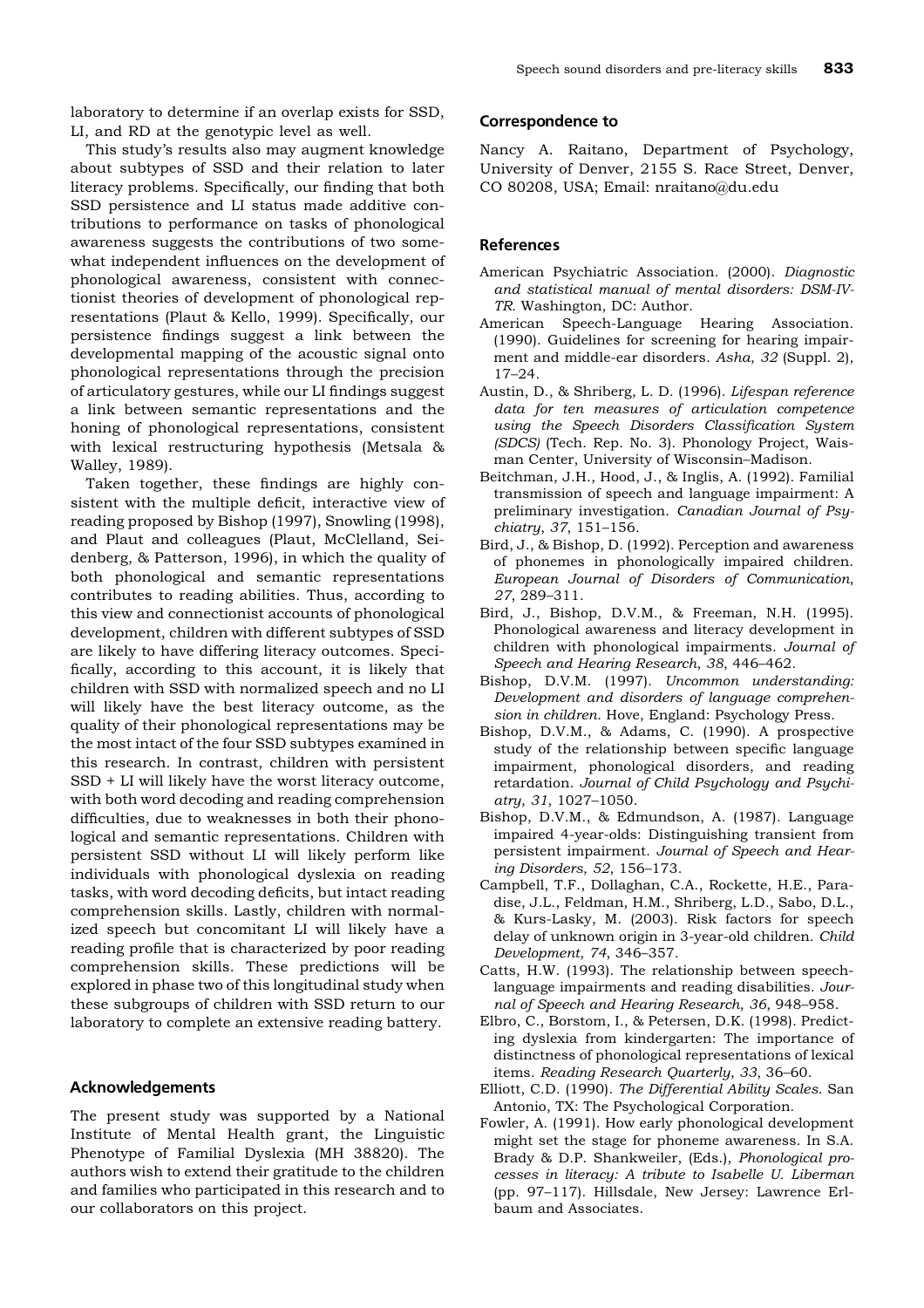laboratory to determine if an overlap exists for SSD, LI, and RD at the genotypic level as well.

This study's results also may augment knowledge about subtypes of SSD and their relation to later literacy problems. Specifically, our finding that both SSD persistence and LI status made additive contributions to performance on tasks of phonological awareness suggests the contributions of two somewhat independent influences on the development of phonological awareness, consistent with connectionist theories of development of phonological representations (Plaut & Kello, 1999). Specifically, our persistence findings suggest a link between the developmental mapping of the acoustic signal onto phonological representations through the precision of articulatory gestures, while our LI findings suggest a link between semantic representations and the honing of phonological representations, consistent with lexical restructuring hypothesis (Metsala & Walley, 1989).

Taken together, these findings are highly consistent with the multiple deficit, interactive view of reading proposed by Bishop (1997), Snowling (1998), and Plaut and colleagues (Plaut, McClelland, Seidenberg, & Patterson, 1996), in which the quality of both phonological and semantic representations contributes to reading abilities. Thus, according to this view and connectionist accounts of phonological development, children with different subtypes of SSD are likely to have differing literacy outcomes. Specifically, according to this account, it is likely that children with SSD with normalized speech and no LI will likely have the best literacy outcome, as the quality of their phonological representations may be the most intact of the four SSD subtypes examined in this research. In contrast, children with persistent SSD + LI will likely have the worst literacy outcome, with both word decoding and reading comprehension difficulties, due to weaknesses in both their phonological and semantic representations. Children with persistent SSD without LI will likely perform like individuals with phonological dyslexia on reading tasks, with word decoding deficits, but intact reading comprehension skills. Lastly, children with normalized speech but concomitant LI will likely have a reading profile that is characterized by poor reading comprehension skills. These predictions will be explored in phase two of this longitudinal study when these subgroups of children with SSD return to our laboratory to complete an extensive reading battery.

## Acknowledgements

The present study was supported by a National Institute of Mental Health grant, the Linguistic Phenotype of Familial Dyslexia (MH 38820). The authors wish to extend their gratitude to the children and families who participated in this research and to our collaborators on this project.

## Correspondence to

Nancy A. Raitano, Department of Psychology, University of Denver, 2155 S. Race Street, Denver, CO 80208, USA; Email: nraitano@du.edu

## References

American Psychiatric Association. (2000). *Diagnostic and statistical manual of mental disorders: DSM-IV-TR*. Washington, DC: Author.

American Speech-Language Hearing Association. (1990). Guidelines for screening for hearing impairment and middle-ear disorders. *Asha*, *32* (Suppl. 2), 17–24.

Austin, D., & Shriberg, L. D. (1996). *Lifespan reference data for ten measures of articulation competence using the Speech Disorders Classification System (SDCS)* (Tech. Rep. No. 3). Phonology Project, Waisman Center, University of Wisconsin–Madison.

Beitchman, J.H., Hood, J., & Inglis, A. (1992). Familial transmission of speech and language impairment: A preliminary investigation. *Canadian Journal of Psychiatry*, *37*, 151–156.

Bird, J., & Bishop, D. (1992). Perception and awareness of phonemes in phonologically impaired children. *European Journal of Disorders of Communication*, *27*, 289–311.

Bird, J., Bishop, D.V.M., & Freeman, N.H. (1995). Phonological awareness and literacy development in children with phonological impairments. *Journal of Speech and Hearing Research*, *38*, 446–462.

Bishop, D.V.M. (1997). *Uncommon understanding: Development and disorders of language comprehension in children*. Hove, England: Psychology Press.

Bishop, D.V.M., & Adams, C. (1990). A prospective study of the relationship between specific language impairment, phonological disorders, and reading retardation. *Journal of Child Psychology and Psychiatry*, *31*, 1027–1050.

Bishop, D.V.M., & Edmundson, A. (1987). Language impaired 4-year-olds: Distinguishing transient from persistent impairment. *Journal of Speech and Hearing Disorders*, *52*, 156–173.

Campbell, T.F., Dollaghan, C.A., Rockette, H.E., Paradise, J.L., Feldman, H.M., Shriberg, L.D., Sabo, D.L., & Kurs-Lasky, M. (2003). Risk factors for speech delay of unknown origin in 3-year-old children. *Child Development*, *74*, 346–357.

Catts, H.W. (1993). The relationship between speech-language impairments and reading disabilities. *Journal of Speech and Hearing Research*, *36*, 948–958.

Elbro, C., Borstom, I., & Petersen, D.K. (1998). Predicting dyslexia from kindergarten: The importance of distinctness of phonological representations of lexical items. *Reading Research Quarterly*, *33*, 36–60.

Elliott, C.D. (1990). *The Differential Ability Scales*. San Antonio, TX: The Psychological Corporation.

Fowler, A. (1991). How early phonological development might set the stage for phoneme awareness. In S.A. Brady & D.P. Shankweiler, (Eds.), *Phonological processes in literacy: A tribute to Isabelle U. Liberman* (pp. 97–117). Hillsdale, New Jersey: Lawrence Erlbaum and Associates.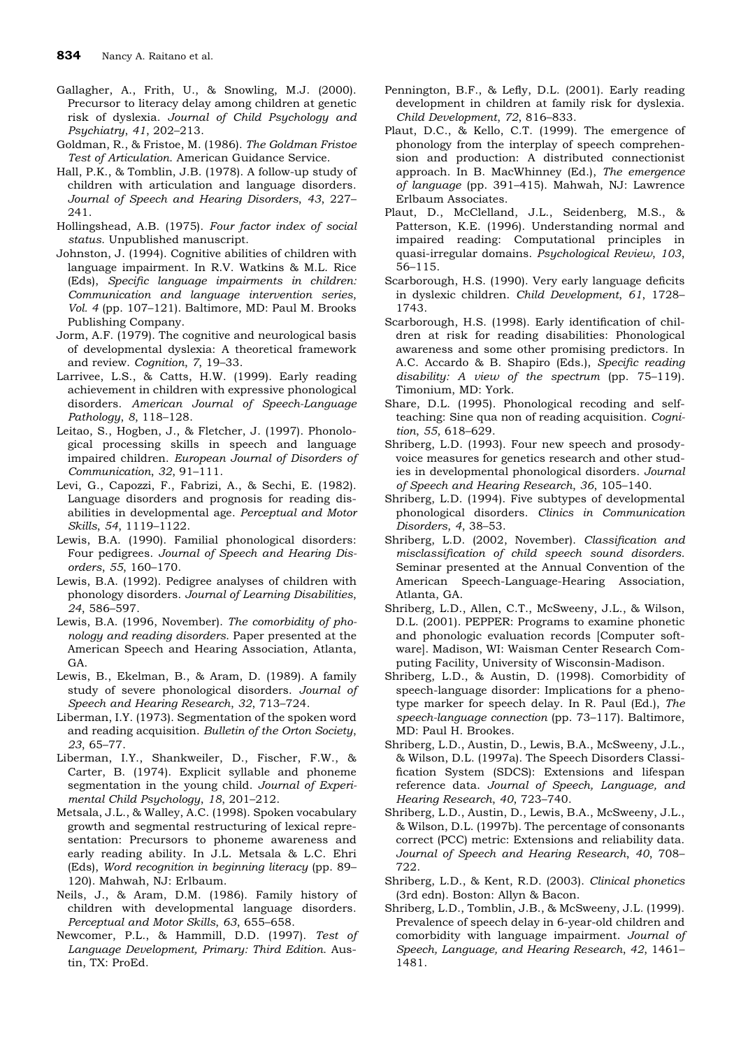Gallagher, A., Frith, U., & Snowling, M.J. (2000). Precursor to literacy delay among children at genetic risk of dyslexia. *Journal of Child Psychology and Psychiatry*, *41*, 202–213.

Goldman, R., & Fristoe, M. (1986). *The Goldman Fristoe Test of Articulation*. American Guidance Service.

Hall, P.K., & Tomblin, J.B. (1978). A follow-up study of children with articulation and language disorders. *Journal of Speech and Hearing Disorders*, *43*, 227–241.

Hollingshead, A.B. (1975). *Four factor index of social status*. Unpublished manuscript.

Johnston, J. (1994). Cognitive abilities of children with language impairment. In R.V. Watkins & M.L. Rice (Eds), *Specific language impairments in children: Communication and language intervention series, Vol. 4* (pp. 107–121). Baltimore, MD: Paul M. Brooks Publishing Company.

Jorm, A.F. (1979). The cognitive and neurological basis of developmental dyslexia: A theoretical framework and review. *Cognition*, *7*, 19–33.

Larrivee, L.S., & Catts, H.W. (1999). Early reading achievement in children with expressive phonological disorders. *American Journal of Speech-Language Pathology*, *8*, 118–128.

Leitao, S., Hogben, J., & Fletcher, J. (1997). Phonological processing skills in speech and language impaired children. *European Journal of Disorders of Communication*, *32*, 91–111.

Levi, G., Capozzi, F., Fabrizi, A., & Sechi, E. (1982). Language disorders and prognosis for reading disabilities in developmental age. *Perceptual and Motor Skills*, *54*, 1119–1122.

Lewis, B.A. (1990). Familial phonological disorders: Four pedigrees. *Journal of Speech and Hearing Disorders*, *55*, 160–170.

Lewis, B.A. (1992). Pedigree analyses of children with phonology disorders. *Journal of Learning Disabilities*, *24*, 586–597.

Lewis, B.A. (1996, November). *The comorbidity of phonology and reading disorders*. Paper presented at the American Speech and Hearing Association, Atlanta, GA.

Lewis, B., Ekelman, B., & Aram, D. (1989). A family study of severe phonological disorders. *Journal of Speech and Hearing Research*, *32*, 713–724.

Liberman, I.Y. (1973). Segmentation of the spoken word and reading acquisition. *Bulletin of the Orton Society*, *23*, 65–77.

Liberman, I.Y., Shankweiler, D., Fischer, F.W., & Carter, B. (1974). Explicit syllable and phoneme segmentation in the young child. *Journal of Experimental Child Psychology*, *18*, 201–212.

Metsala, J.L., & Walley, A.C. (1998). Spoken vocabulary growth and segmental restructuring of lexical representation: Precursors to phoneme awareness and early reading ability. In J.L. Metsala & L.C. Ehri (Eds), *Word recognition in beginning literacy* (pp. 89–120). Mahwah, NJ: Erlbaum.

Neils, J., & Aram, D.M. (1986). Family history of children with developmental language disorders. *Perceptual and Motor Skills*, *63*, 655–658.

Newcomer, P.L., & Hammill, D.D. (1997). *Test of Language Development, Primary: Third Edition*. Austin, TX: ProEd.

Pennington, B.F., & Lefly, D.L. (2001). Early reading development in children at family risk for dyslexia. *Child Development*, *72*, 816–833.

Plaut, D.C., & Kello, C.T. (1999). The emergence of phonology from the interplay of speech comprehension and production: A distributed connectionist approach. In B. MacWhinney (Ed.), *The emergence of language* (pp. 391–415). Mahwah, NJ: Lawrence Erlbaum Associates.

Plaut, D., McClelland, J.L., Seidenberg, M.S., & Patterson, K.E. (1996). Understanding normal and impaired reading: Computational principles in quasi-irregular domains. *Psychological Review*, *103*, 56–115.

Scarborough, H.S. (1990). Very early language deficits in dyslexic children. *Child Development*, *61*, 1728–1743.

Scarborough, H.S. (1998). Early identification of children at risk for reading disabilities: Phonological awareness and some other promising predictors. In A.C. Accardo & B. Shapiro (Eds.), *Specific reading disability: A view of the spectrum* (pp. 75–119). Timonium, MD: York.

Share, D.L. (1995). Phonological recoding and self-teaching: Sine qua non of reading acquisition. *Cognition*, *55*, 618–629.

Shriberg, L.D. (1993). Four new speech and prosody-voice measures for genetics research and other studies in developmental phonological disorders. *Journal of Speech and Hearing Research*, *36*, 105–140.

Shriberg, L.D. (1994). Five subtypes of developmental phonological disorders. *Clinics in Communication Disorders*, *4*, 38–53.

Shriberg, L.D. (2002, November). *Classification and misclassification of child speech sound disorders*. Seminar presented at the Annual Convention of the American Speech-Language-Hearing Association, Atlanta, GA.

Shriberg, L.D., Allen, C.T., McSweeny, J.L., & Wilson, D.L. (2001). PEPPER: Programs to examine phonetic and phonologic evaluation records [Computer software]. Madison, WI: Waisman Center Research Computing Facility, University of Wisconsin-Madison.

Shriberg, L.D., & Austin, D. (1998). Comorbidity of speech-language disorder: Implications for a phenotype marker for speech delay. In R. Paul (Ed.), *The speech-language connection* (pp. 73–117). Baltimore, MD: Paul H. Brookes.

Shriberg, L.D., Austin, D., Lewis, B.A., McSweeny, J.L., & Wilson, D.L. (1997a). The Speech Disorders Classification System (SDCS): Extensions and lifespan reference data. *Journal of Speech, Language, and Hearing Research*, *40*, 723–740.

Shriberg, L.D., Austin, D., Lewis, B.A., McSweeny, J.L., & Wilson, D.L. (1997b). The percentage of consonants correct (PCC) metric: Extensions and reliability data. *Journal of Speech and Hearing Research*, *40*, 708–722.

Shriberg, L.D., & Kent, R.D. (2003). *Clinical phonetics* (3rd edn). Boston: Allyn & Bacon.

Shriberg, L.D., Tomblin, J.B., & McSweeny, J.L. (1999). Prevalence of speech delay in 6-year-old children and comorbidity with language impairment. *Journal of Speech, Language, and Hearing Research*, *42*, 1461–1481.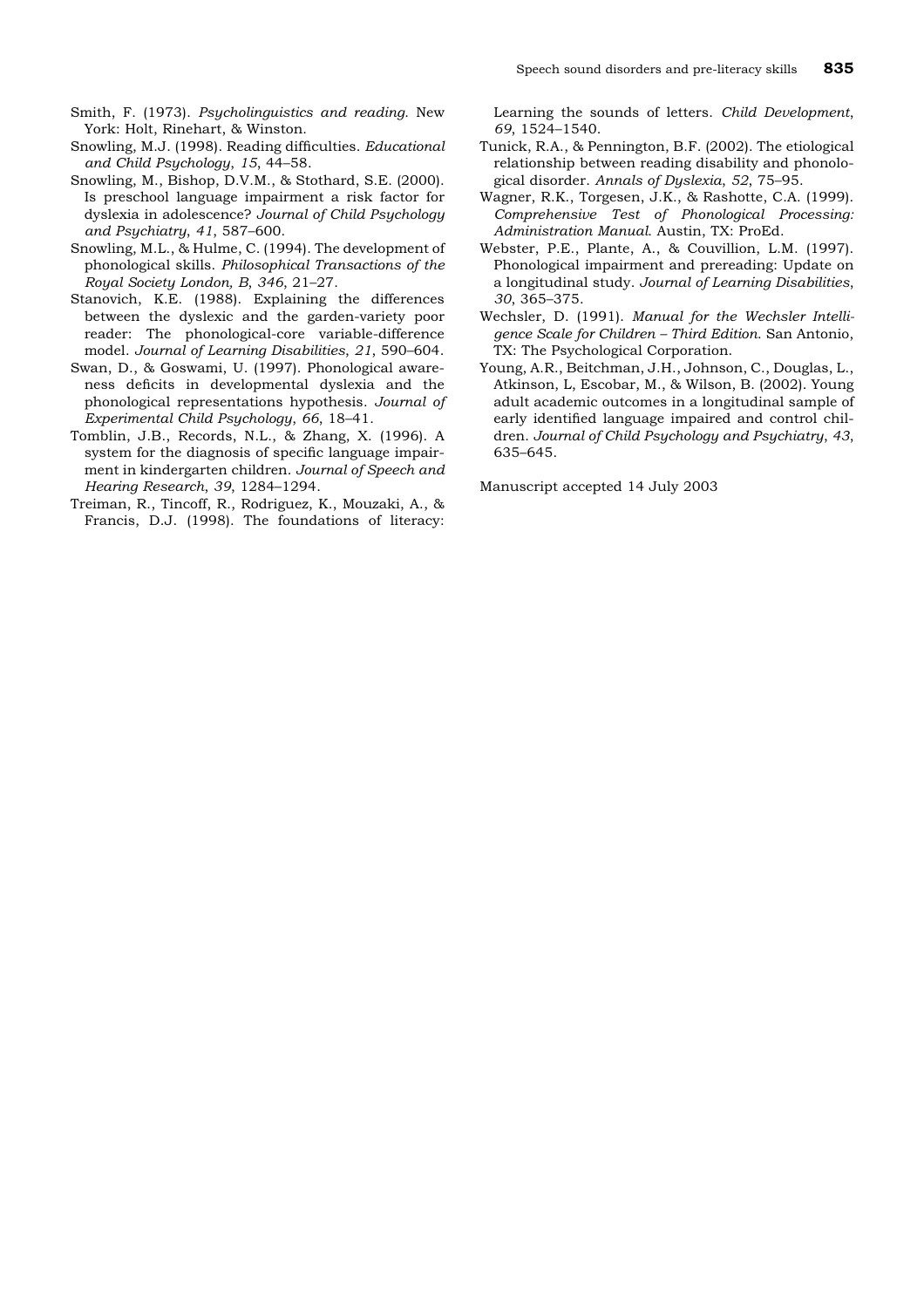Smith, F. (1973). *Psycholinguistics and reading*. New York: Holt, Rinehart, & Winston.

Snowling, M.J. (1998). Reading difficulties. *Educational and Child Psychology*, *15*, 44–58.

Snowling, M., Bishop, D.V.M., & Stothard, S.E. (2000). Is preschool language impairment a risk factor for dyslexia in adolescence? *Journal of Child Psychology and Psychiatry*, *41*, 587–600.

Snowling, M.L., & Hulme, C. (1994). The development of phonological skills. *Philosophical Transactions of the Royal Society London, B*, *346*, 21–27.

Stanovich, K.E. (1988). Explaining the differences between the dyslexic and the garden-variety poor reader: The phonological-core variable-difference model. *Journal of Learning Disabilities*, *21*, 590–604.

Swan, D., & Goswami, U. (1997). Phonological awareness deficits in developmental dyslexia and the phonological representations hypothesis. *Journal of Experimental Child Psychology*, *66*, 18–41.

Tomblin, J.B., Records, N.L., & Zhang, X. (1996). A system for the diagnosis of specific language impairment in kindergarten children. *Journal of Speech and Hearing Research*, *39*, 1284–1294.

Treiman, R., Tincoff, R., Rodriguez, K., Mouzaki, A., & Francis, D.J. (1998). The foundations of literacy: Learning the sounds of letters. *Child Development*, *69*, 1524–1540.

Tunick, R.A., & Pennington, B.F. (2002). The etiological relationship between reading disability and phonological disorder. *Annals of Dyslexia*, *52*, 75–95.

Wagner, R.K., Torgesen, J.K., & Rashotte, C.A. (1999). *Comprehensive Test of Phonological Processing: Administration Manual*. Austin, TX: ProEd.

Webster, P.E., Plante, A., & Couvillion, L.M. (1997). Phonological impairment and prereading: Update on a longitudinal study. *Journal of Learning Disabilities*, *30*, 365–375.

Wechsler, D. (1991). *Manual for the Wechsler Intelligence Scale for Children – Third Edition*. San Antonio, TX: The Psychological Corporation.

Young, A.R., Beitchman, J.H., Johnson, C., Douglas, L., Atkinson, L, Escobar, M., & Wilson, B. (2002). Young adult academic outcomes in a longitudinal sample of early identified language impaired and control children. *Journal of Child Psychology and Psychiatry*, *43*, 635–645.

Manuscript accepted 14 July 2003